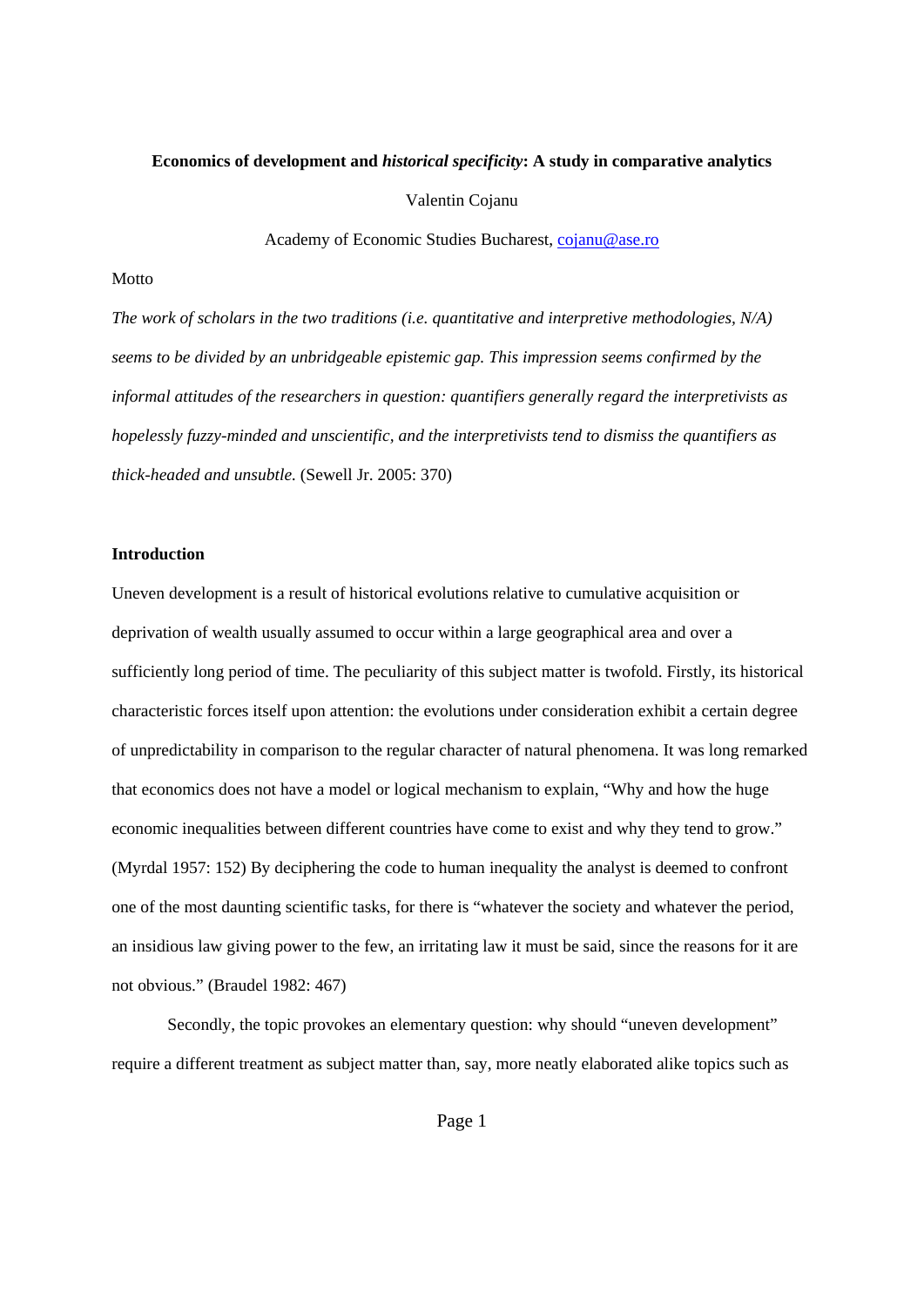**Economics of development and *historical specificity*: A study in comparative analytics**

Valentin Cojanu

Academy of Economic Studies Bucharest, cojanu@ase.ro

Motto

*The work of scholars in the two traditions (i.e. quantitative and interpretive methodologies, N/A) seems to be divided by an unbridgeable epistemic gap. This impression seems confirmed by the informal attitudes of the researchers in question: quantifiers generally regard the interpretivists as hopelessly fuzzy-minded and unscientific, and the interpretivists tend to dismiss the quantifiers as thick-headed and unsubtle.* (Sewell Jr. 2005: 370)

## Introduction

Uneven development is a result of historical evolutions relative to cumulative acquisition or deprivation of wealth usually assumed to occur within a large geographical area and over a sufficiently long period of time. The peculiarity of this subject matter is twofold. Firstly, its historical characteristic forces itself upon attention: the evolutions under consideration exhibit a certain degree of unpredictability in comparison to the regular character of natural phenomena. It was long remarked that economics does not have a model or logical mechanism to explain, "Why and how the huge economic inequalities between different countries have come to exist and why they tend to grow." (Myrdal 1957: 152) By deciphering the code to human inequality the analyst is deemed to confront one of the most daunting scientific tasks, for there is "whatever the society and whatever the period, an insidious law giving power to the few, an irritating law it must be said, since the reasons for it are not obvious." (Braudel 1982: 467)

Secondly, the topic provokes an elementary question: why should "uneven development" require a different treatment as subject matter than, say, more neatly elaborated alike topics such as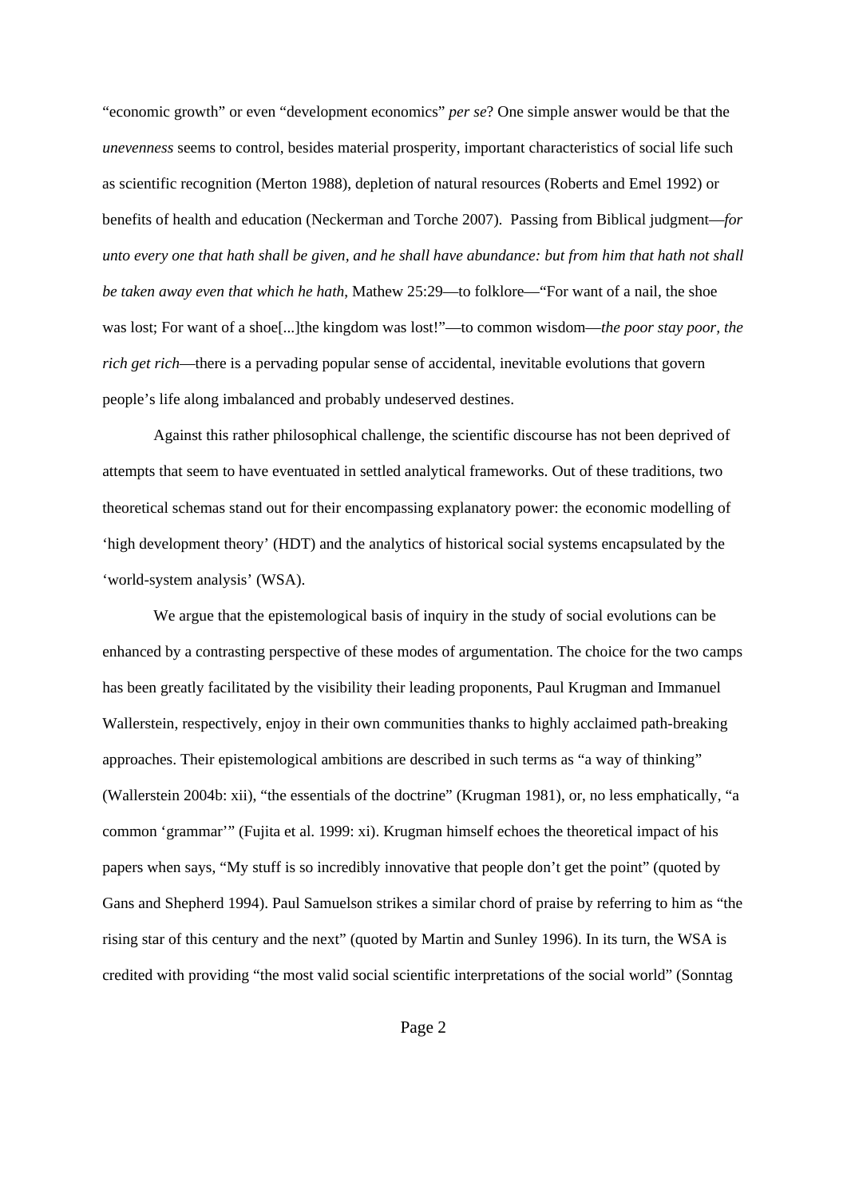"economic growth" or even "development economics" *per se*? One simple answer would be that the *unevenness* seems to control, besides material prosperity, important characteristics of social life such as scientific recognition (Merton 1988), depletion of natural resources (Roberts and Emel 1992) or benefits of health and education (Neckerman and Torche 2007). Passing from Biblical judgment—*for unto every one that hath shall be given, and he shall have abundance: but from him that hath not shall be taken away even that which he hath*, Mathew 25:29—to folklore—"For want of a nail, the shoe was lost; For want of a shoe[...]the kingdom was lost!"—to common wisdom—*the poor stay poor, the rich get rich*—there is a pervading popular sense of accidental, inevitable evolutions that govern people's life along imbalanced and probably undeserved destines.

Against this rather philosophical challenge, the scientific discourse has not been deprived of attempts that seem to have eventuated in settled analytical frameworks. Out of these traditions, two theoretical schemas stand out for their encompassing explanatory power: the economic modelling of 'high development theory' (HDT) and the analytics of historical social systems encapsulated by the 'world-system analysis' (WSA).

We argue that the epistemological basis of inquiry in the study of social evolutions can be enhanced by a contrasting perspective of these modes of argumentation. The choice for the two camps has been greatly facilitated by the visibility their leading proponents, Paul Krugman and Immanuel Wallerstein, respectively, enjoy in their own communities thanks to highly acclaimed path-breaking approaches. Their epistemological ambitions are described in such terms as "a way of thinking" (Wallerstein 2004b: xii), "the essentials of the doctrine" (Krugman 1981), or, no less emphatically, "a common 'grammar'" (Fujita et al. 1999: xi). Krugman himself echoes the theoretical impact of his papers when says, "My stuff is so incredibly innovative that people don't get the point" (quoted by Gans and Shepherd 1994). Paul Samuelson strikes a similar chord of praise by referring to him as "the rising star of this century and the next" (quoted by Martin and Sunley 1996). In its turn, the WSA is credited with providing "the most valid social scientific interpretations of the social world" (Sonntag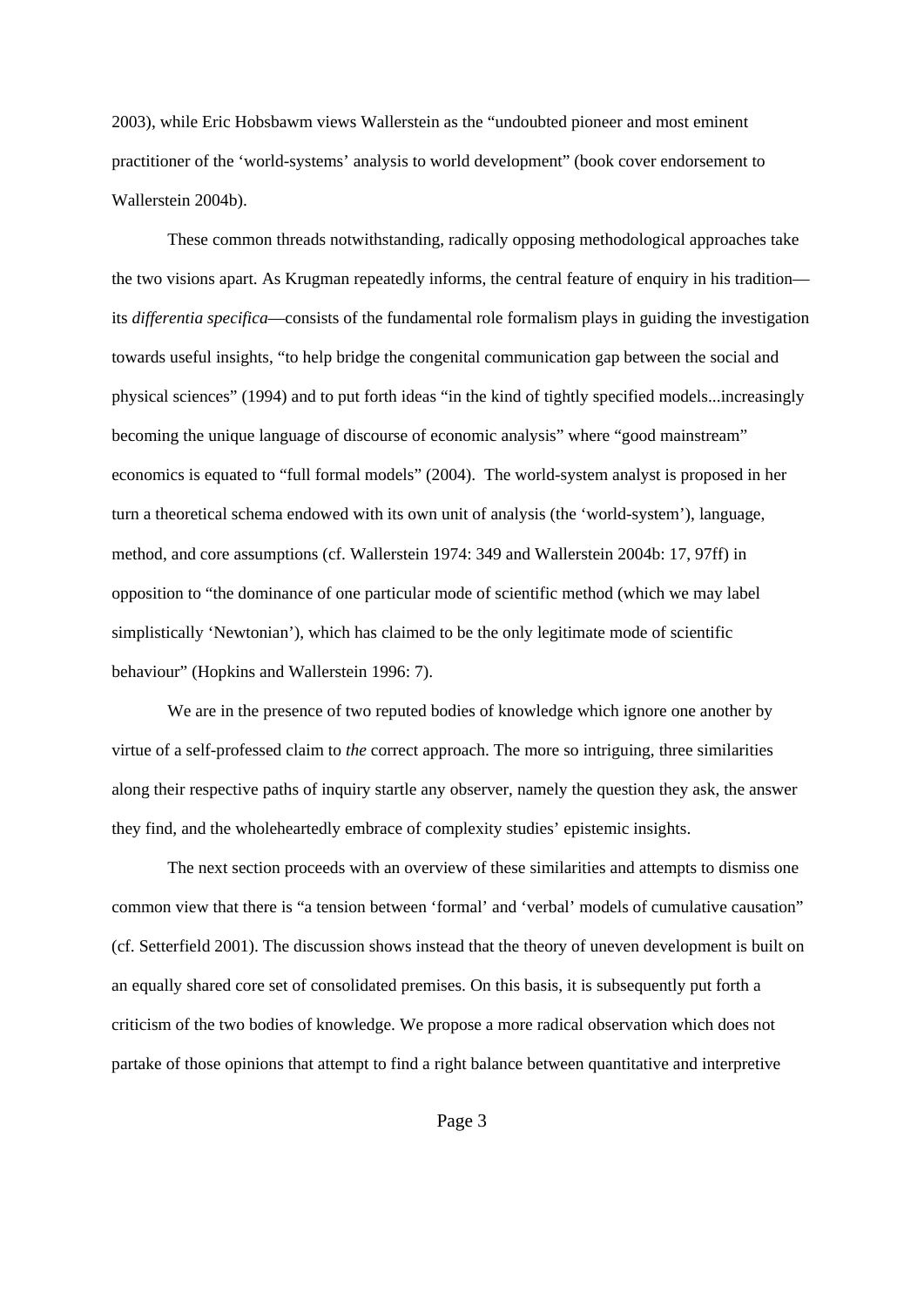2003), while Eric Hobsbawm views Wallerstein as the "undoubted pioneer and most eminent practitioner of the 'world-systems' analysis to world development" (book cover endorsement to Wallerstein 2004b).

These common threads notwithstanding, radically opposing methodological approaches take the two visions apart. As Krugman repeatedly informs, the central feature of enquiry in his tradition—its *differentia specifica*—consists of the fundamental role formalism plays in guiding the investigation towards useful insights, "to help bridge the congenital communication gap between the social and physical sciences" (1994) and to put forth ideas "in the kind of tightly specified models...increasingly becoming the unique language of discourse of economic analysis" where "good mainstream" economics is equated to "full formal models" (2004). The world-system analyst is proposed in her turn a theoretical schema endowed with its own unit of analysis (the 'world-system'), language, method, and core assumptions (cf. Wallerstein 1974: 349 and Wallerstein 2004b: 17, 97ff) in opposition to "the dominance of one particular mode of scientific method (which we may label simplistically 'Newtonian'), which has claimed to be the only legitimate mode of scientific behaviour" (Hopkins and Wallerstein 1996: 7).

We are in the presence of two reputed bodies of knowledge which ignore one another by virtue of a self-professed claim to *the* correct approach. The more so intriguing, three similarities along their respective paths of inquiry startle any observer, namely the question they ask, the answer they find, and the wholeheartedly embrace of complexity studies' epistemic insights.

The next section proceeds with an overview of these similarities and attempts to dismiss one common view that there is "a tension between 'formal' and 'verbal' models of cumulative causation" (cf. Setterfield 2001). The discussion shows instead that the theory of uneven development is built on an equally shared core set of consolidated premises. On this basis, it is subsequently put forth a criticism of the two bodies of knowledge. We propose a more radical observation which does not partake of those opinions that attempt to find a right balance between quantitative and interpretive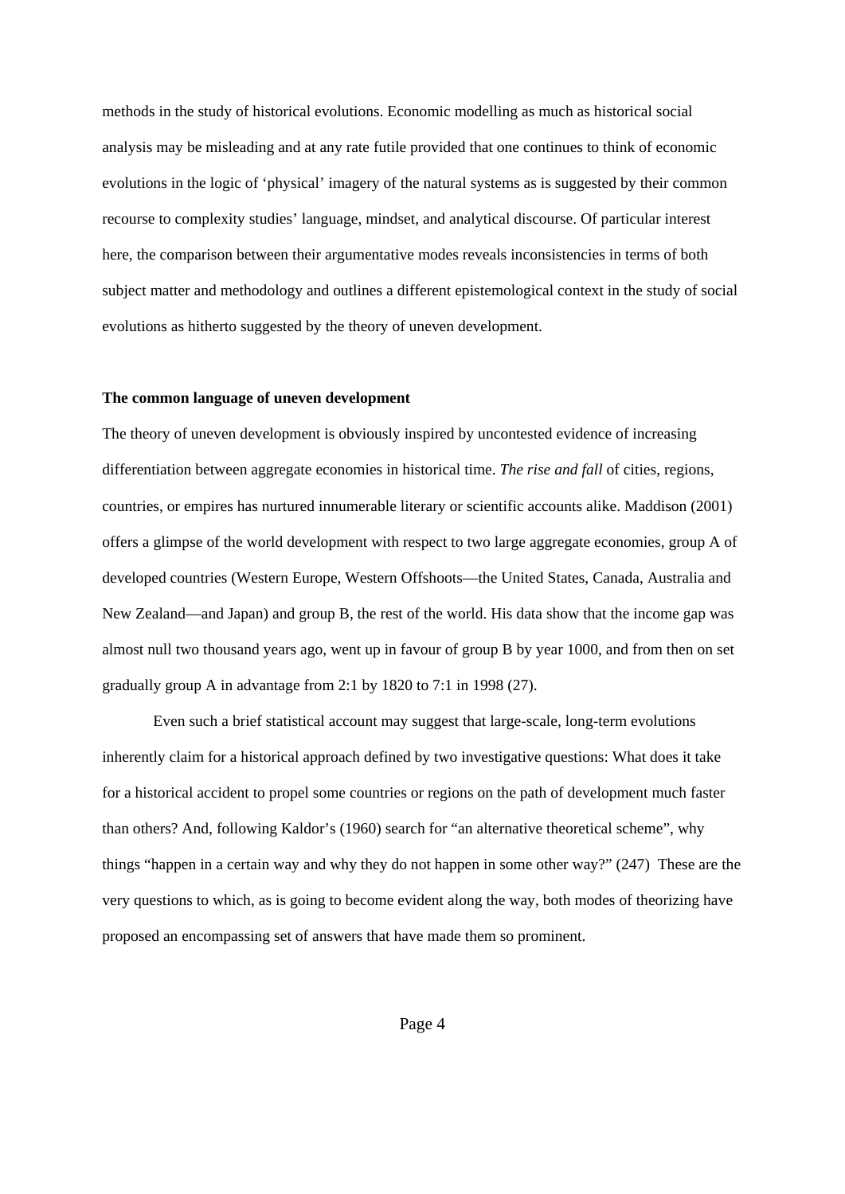methods in the study of historical evolutions. Economic modelling as much as historical social analysis may be misleading and at any rate futile provided that one continues to think of economic evolutions in the logic of 'physical' imagery of the natural systems as is suggested by their common recourse to complexity studies' language, mindset, and analytical discourse. Of particular interest here, the comparison between their argumentative modes reveals inconsistencies in terms of both subject matter and methodology and outlines a different epistemological context in the study of social evolutions as hitherto suggested by the theory of uneven development.

**The common language of uneven development**

The theory of uneven development is obviously inspired by uncontested evidence of increasing differentiation between aggregate economies in historical time. *The rise and fall* of cities, regions, countries, or empires has nurtured innumerable literary or scientific accounts alike. Maddison (2001) offers a glimpse of the world development with respect to two large aggregate economies, group A of developed countries (Western Europe, Western Offshoots—the United States, Canada, Australia and New Zealand—and Japan) and group B, the rest of the world. His data show that the income gap was almost null two thousand years ago, went up in favour of group B by year 1000, and from then on set gradually group A in advantage from 2:1 by 1820 to 7:1 in 1998 (27).

Even such a brief statistical account may suggest that large-scale, long-term evolutions inherently claim for a historical approach defined by two investigative questions: What does it take for a historical accident to propel some countries or regions on the path of development much faster than others? And, following Kaldor's (1960) search for "an alternative theoretical scheme", why things "happen in a certain way and why they do not happen in some other way?" (247) These are the very questions to which, as is going to become evident along the way, both modes of theorizing have proposed an encompassing set of answers that have made them so prominent.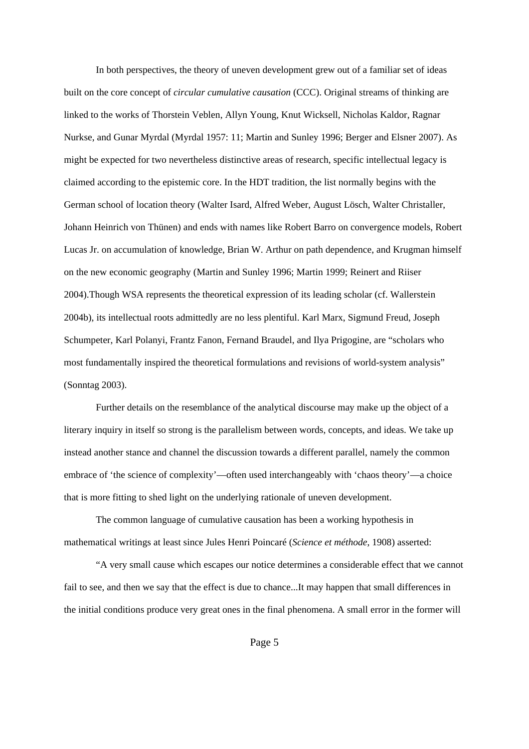In both perspectives, the theory of uneven development grew out of a familiar set of ideas built on the core concept of *circular cumulative causation* (CCC). Original streams of thinking are linked to the works of Thorstein Veblen, Allyn Young, Knut Wicksell, Nicholas Kaldor, Ragnar Nurkse, and Gunar Myrdal (Myrdal 1957: 11; Martin and Sunley 1996; Berger and Elsner 2007). As might be expected for two nevertheless distinctive areas of research, specific intellectual legacy is claimed according to the epistemic core. In the HDT tradition, the list normally begins with the German school of location theory (Walter Isard, Alfred Weber, August Lösch, Walter Christaller, Johann Heinrich von Thünen) and ends with names like Robert Barro on convergence models, Robert Lucas Jr. on accumulation of knowledge, Brian W. Arthur on path dependence, and Krugman himself on the new economic geography (Martin and Sunley 1996; Martin 1999; Reinert and Riiser 2004).Though WSA represents the theoretical expression of its leading scholar (cf. Wallerstein 2004b), its intellectual roots admittedly are no less plentiful. Karl Marx, Sigmund Freud, Joseph Schumpeter, Karl Polanyi, Frantz Fanon, Fernand Braudel, and Ilya Prigogine, are "scholars who most fundamentally inspired the theoretical formulations and revisions of world-system analysis" (Sonntag 2003).

Further details on the resemblance of the analytical discourse may make up the object of a literary inquiry in itself so strong is the parallelism between words, concepts, and ideas. We take up instead another stance and channel the discussion towards a different parallel, namely the common embrace of 'the science of complexity'—often used interchangeably with 'chaos theory'—a choice that is more fitting to shed light on the underlying rationale of uneven development.

The common language of cumulative causation has been a working hypothesis in mathematical writings at least since Jules Henri Poincaré (*Science et méthode*, 1908) asserted:

"A very small cause which escapes our notice determines a considerable effect that we cannot fail to see, and then we say that the effect is due to chance...It may happen that small differences in the initial conditions produce very great ones in the final phenomena. A small error in the former will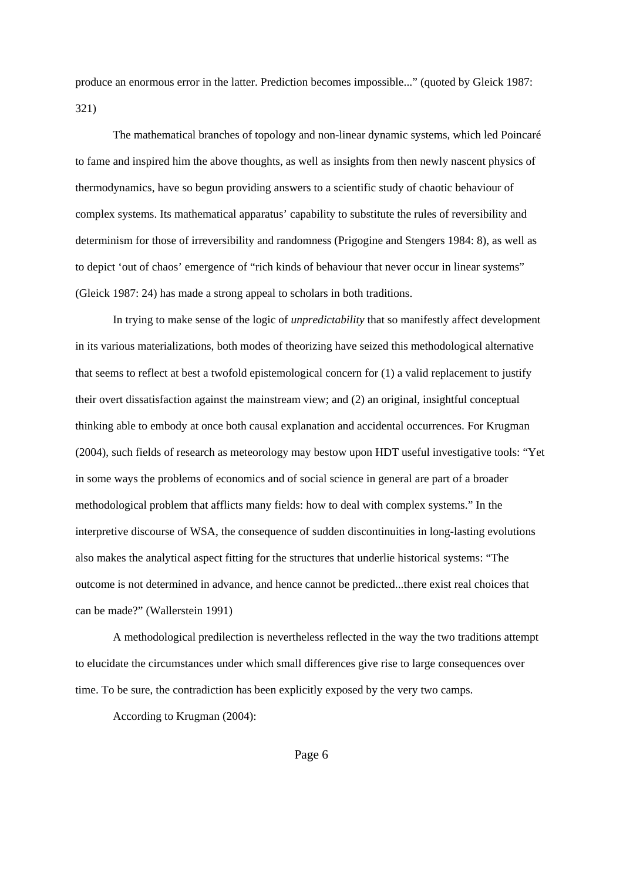produce an enormous error in the latter. Prediction becomes impossible...” (quoted by Gleick 1987: 321)

The mathematical branches of topology and non-linear dynamic systems, which led Poincaré to fame and inspired him the above thoughts, as well as insights from then newly nascent physics of thermodynamics, have so begun providing answers to a scientific study of chaotic behaviour of complex systems. Its mathematical apparatus’ capability to substitute the rules of reversibility and determinism for those of irreversibility and randomness (Prigogine and Stengers 1984: 8), as well as to depict ‘out of chaos’ emergence of “rich kinds of behaviour that never occur in linear systems” (Gleick 1987: 24) has made a strong appeal to scholars in both traditions.

In trying to make sense of the logic of *unpredictability* that so manifestly affect development in its various materializations, both modes of theorizing have seized this methodological alternative that seems to reflect at best a twofold epistemological concern for (1) a valid replacement to justify their overt dissatisfaction against the mainstream view; and (2) an original, insightful conceptual thinking able to embody at once both causal explanation and accidental occurrences. For Krugman (2004), such fields of research as meteorology may bestow upon HDT useful investigative tools: “Yet in some ways the problems of economics and of social science in general are part of a broader methodological problem that afflicts many fields: how to deal with complex systems.” In the interpretive discourse of WSA, the consequence of sudden discontinuities in long-lasting evolutions also makes the analytical aspect fitting for the structures that underlie historical systems: “The outcome is not determined in advance, and hence cannot be predicted...there exist real choices that can be made?” (Wallerstein 1991)

A methodological predilection is nevertheless reflected in the way the two traditions attempt to elucidate the circumstances under which small differences give rise to large consequences over time. To be sure, the contradiction has been explicitly exposed by the very two camps.

According to Krugman (2004):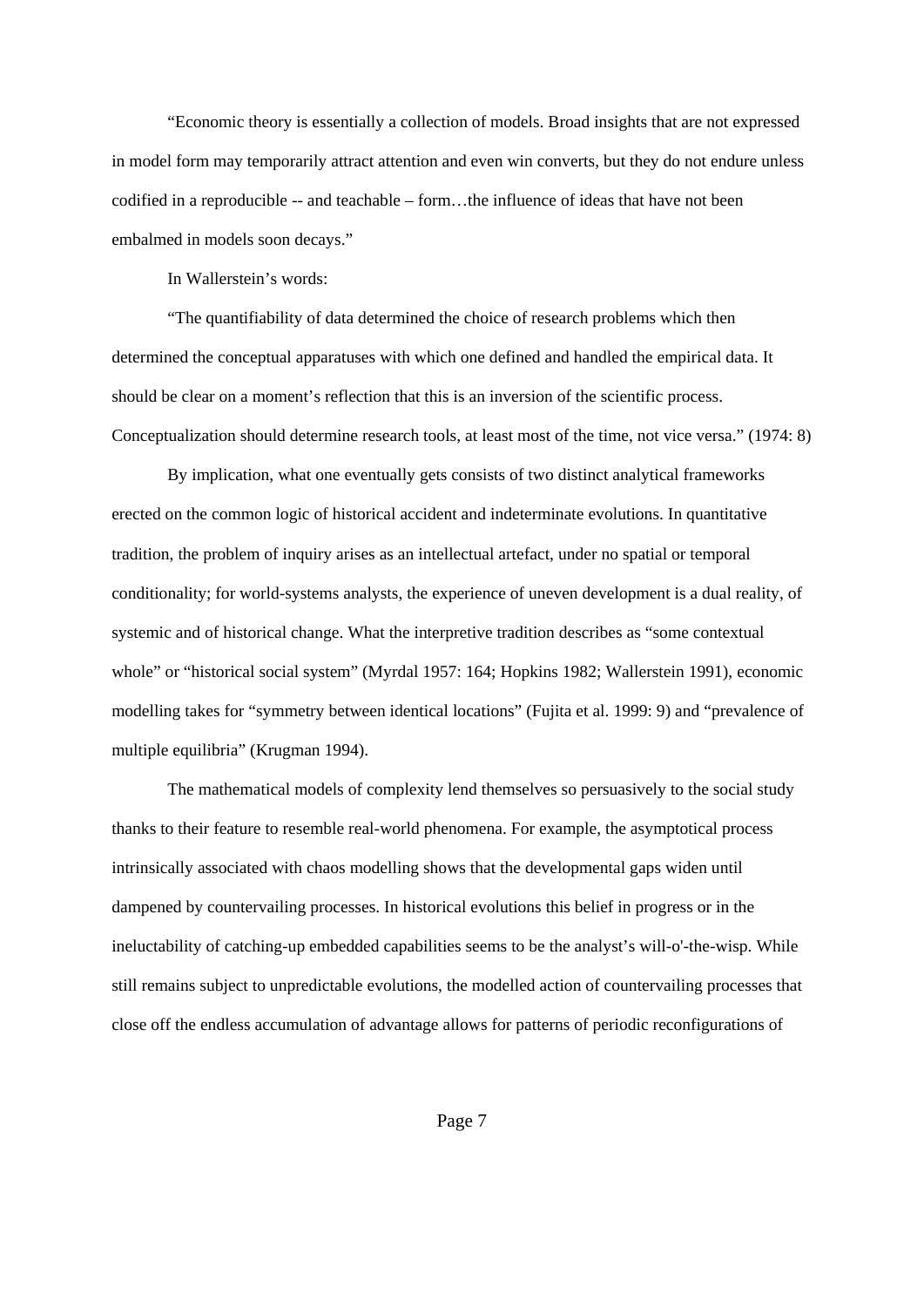“Economic theory is essentially a collection of models. Broad insights that are not expressed in model form may temporarily attract attention and even win converts, but they do not endure unless codified in a reproducible -- and teachable – form…the influence of ideas that have not been embalmed in models soon decays.”

In Wallerstein’s words:

“The quantifiability of data determined the choice of research problems which then determined the conceptual apparatuses with which one defined and handled the empirical data. It should be clear on a moment’s reflection that this is an inversion of the scientific process. Conceptualization should determine research tools, at least most of the time, not vice versa.” (1974: 8)

By implication, what one eventually gets consists of two distinct analytical frameworks erected on the common logic of historical accident and indeterminate evolutions. In quantitative tradition, the problem of inquiry arises as an intellectual artefact, under no spatial or temporal conditionality; for world-systems analysts, the experience of uneven development is a dual reality, of systemic and of historical change. What the interpretive tradition describes as “some contextual whole” or “historical social system” (Myrdal 1957: 164; Hopkins 1982; Wallerstein 1991), economic modelling takes for “symmetry between identical locations” (Fujita et al. 1999: 9) and “prevalence of multiple equilibria” (Krugman 1994).

The mathematical models of complexity lend themselves so persuasively to the social study thanks to their feature to resemble real-world phenomena. For example, the asymptotical process intrinsically associated with chaos modelling shows that the developmental gaps widen until dampened by countervailing processes. In historical evolutions this belief in progress or in the ineluctability of catching-up embedded capabilities seems to be the analyst’s will-o'-the-wisp. While still remains subject to unpredictable evolutions, the modelled action of countervailing processes that close off the endless accumulation of advantage allows for patterns of periodic reconfigurations of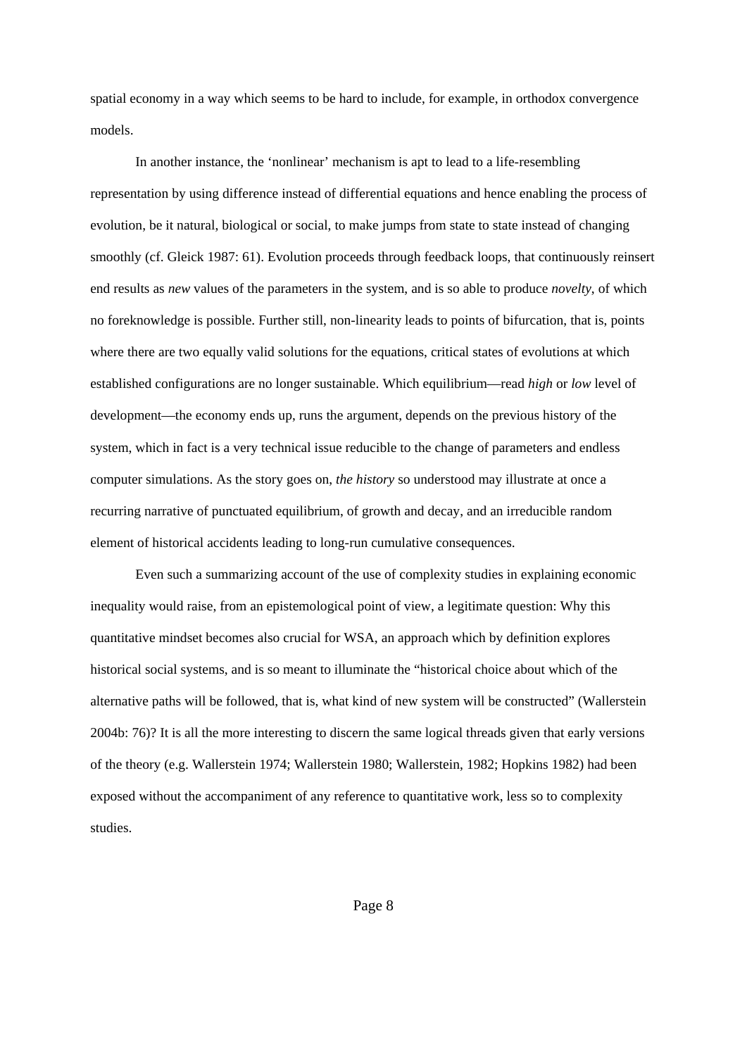spatial economy in a way which seems to be hard to include, for example, in orthodox convergence models.

In another instance, the ‘nonlinear’ mechanism is apt to lead to a life-resembling representation by using difference instead of differential equations and hence enabling the process of evolution, be it natural, biological or social, to make jumps from state to state instead of changing smoothly (cf. Gleick 1987: 61). Evolution proceeds through feedback loops, that continuously reinsert end results as *new* values of the parameters in the system, and is so able to produce *novelty*, of which no foreknowledge is possible. Further still, non-linearity leads to points of bifurcation, that is, points where there are two equally valid solutions for the equations, critical states of evolutions at which established configurations are no longer sustainable. Which equilibrium—read *high* or *low* level of development—the economy ends up, runs the argument, depends on the previous history of the system, which in fact is a very technical issue reducible to the change of parameters and endless computer simulations. As the story goes on, *the history* so understood may illustrate at once a recurring narrative of punctuated equilibrium, of growth and decay, and an irreducible random element of historical accidents leading to long-run cumulative consequences.

Even such a summarizing account of the use of complexity studies in explaining economic inequality would raise, from an epistemological point of view, a legitimate question: Why this quantitative mindset becomes also crucial for WSA, an approach which by definition explores historical social systems, and is so meant to illuminate the “historical choice about which of the alternative paths will be followed, that is, what kind of new system will be constructed” (Wallerstein 2004b: 76)? It is all the more interesting to discern the same logical threads given that early versions of the theory (e.g. Wallerstein 1974; Wallerstein 1980; Wallerstein, 1982; Hopkins 1982) had been exposed without the accompaniment of any reference to quantitative work, less so to complexity studies.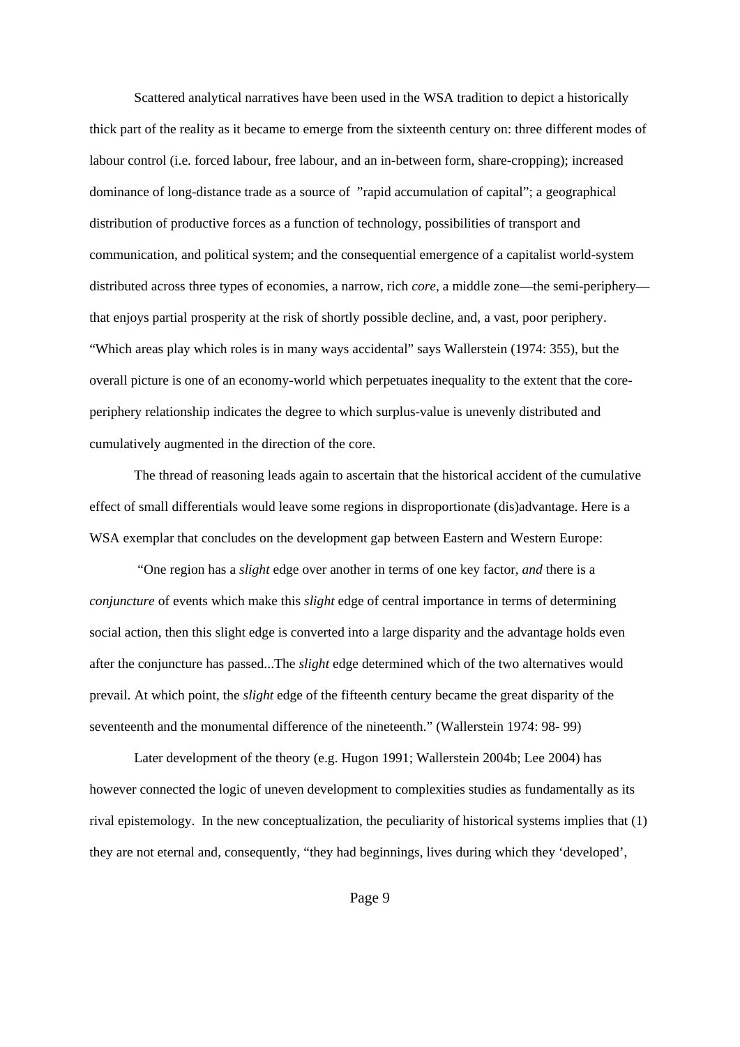Scattered analytical narratives have been used in the WSA tradition to depict a historically thick part of the reality as it became to emerge from the sixteenth century on: three different modes of labour control (i.e. forced labour, free labour, and an in-between form, share-cropping); increased dominance of long-distance trade as a source of ”rapid accumulation of capital”; a geographical distribution of productive forces as a function of technology, possibilities of transport and communication, and political system; and the consequential emergence of a capitalist world-system distributed across three types of economies, a narrow, rich *core*, a middle zone—the semi-periphery—that enjoys partial prosperity at the risk of shortly possible decline, and, a vast, poor periphery. “Which areas play which roles is in many ways accidental” says Wallerstein (1974: 355), but the overall picture is one of an economy-world which perpetuates inequality to the extent that the core-periphery relationship indicates the degree to which surplus-value is unevenly distributed and cumulatively augmented in the direction of the core.

The thread of reasoning leads again to ascertain that the historical accident of the cumulative effect of small differentials would leave some regions in disproportionate (dis)advantage. Here is a WSA exemplar that concludes on the development gap between Eastern and Western Europe:

“One region has a *slight* edge over another in terms of one key factor, *and* there is a *conjuncture* of events which make this *slight* edge of central importance in terms of determining social action, then this slight edge is converted into a large disparity and the advantage holds even after the conjuncture has passed...The *slight* edge determined which of the two alternatives would prevail. At which point, the *slight* edge of the fifteenth century became the great disparity of the seventeenth and the monumental difference of the nineteenth.” (Wallerstein 1974: 98- 99)

Later development of the theory (e.g. Hugon 1991; Wallerstein 2004b; Lee 2004) has however connected the logic of uneven development to complexities studies as fundamentally as its rival epistemology. In the new conceptualization, the peculiarity of historical systems implies that (1) they are not eternal and, consequently, “they had beginnings, lives during which they ‘developed’,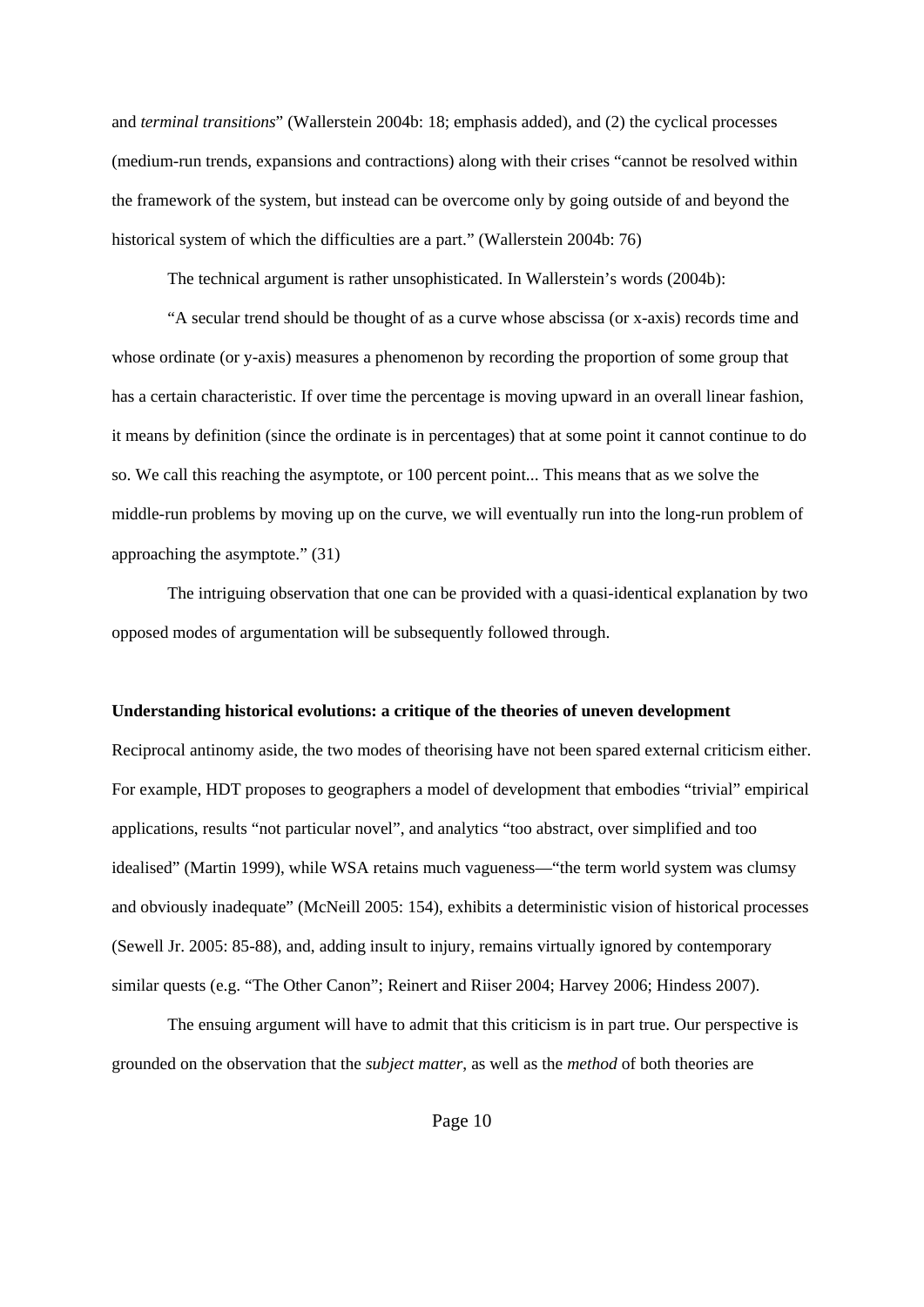and *terminal transitions*" (Wallerstein 2004b: 18; emphasis added), and (2) the cyclical processes (medium-run trends, expansions and contractions) along with their crises "cannot be resolved within the framework of the system, but instead can be overcome only by going outside of and beyond the historical system of which the difficulties are a part." (Wallerstein 2004b: 76)

The technical argument is rather unsophisticated. In Wallerstein's words (2004b):

"A secular trend should be thought of as a curve whose abscissa (or x-axis) records time and whose ordinate (or y-axis) measures a phenomenon by recording the proportion of some group that has a certain characteristic. If over time the percentage is moving upward in an overall linear fashion, it means by definition (since the ordinate is in percentages) that at some point it cannot continue to do so. We call this reaching the asymptote, or 100 percent point... This means that as we solve the middle-run problems by moving up on the curve, we will eventually run into the long-run problem of approaching the asymptote." (31)

The intriguing observation that one can be provided with a quasi-identical explanation by two opposed modes of argumentation will be subsequently followed through.

**Understanding historical evolutions: a critique of the theories of uneven development**

Reciprocal antinomy aside, the two modes of theorising have not been spared external criticism either. For example, HDT proposes to geographers a model of development that embodies "trivial" empirical applications, results "not particular novel", and analytics "too abstract, over simplified and too idealised" (Martin 1999), while WSA retains much vagueness—"the term world system was clumsy and obviously inadequate" (McNeill 2005: 154), exhibits a deterministic vision of historical processes (Sewell Jr. 2005: 85-88), and, adding insult to injury, remains virtually ignored by contemporary similar quests (e.g. "The Other Canon"; Reinert and Riiser 2004; Harvey 2006; Hindess 2007).

The ensuing argument will have to admit that this criticism is in part true. Our perspective is grounded on the observation that the *subject matter*, as well as the *method* of both theories are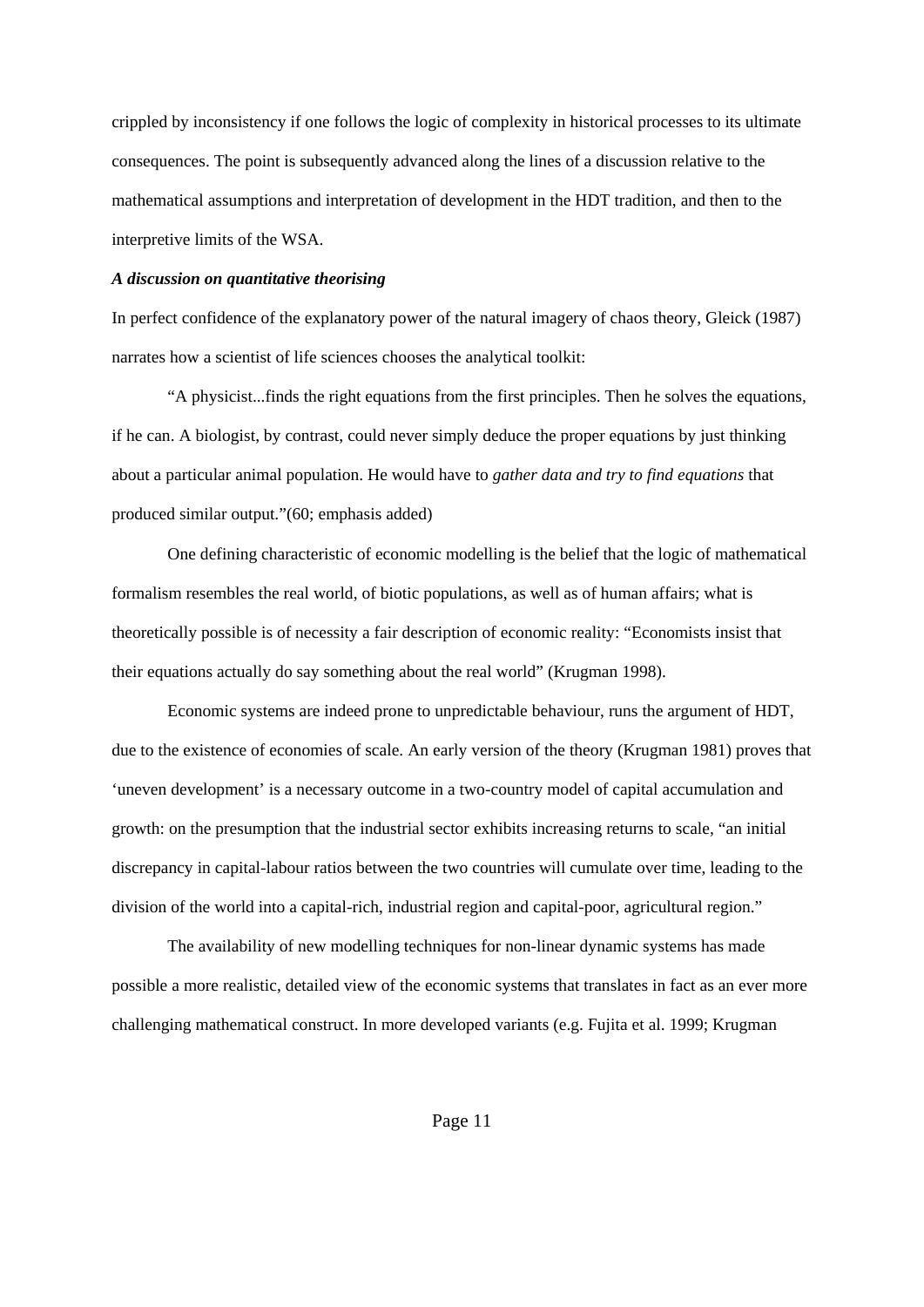crippled by inconsistency if one follows the logic of complexity in historical processes to its ultimate consequences. The point is subsequently advanced along the lines of a discussion relative to the mathematical assumptions and interpretation of development in the HDT tradition, and then to the interpretive limits of the WSA.

***A discussion on quantitative theorising***

In perfect confidence of the explanatory power of the natural imagery of chaos theory, Gleick (1987) narrates how a scientist of life sciences chooses the analytical toolkit:

"A physicist...finds the right equations from the first principles. Then he solves the equations, if he can. A biologist, by contrast, could never simply deduce the proper equations by just thinking about a particular animal population. He would have to *gather data and try to find equations* that produced similar output."(60; emphasis added)

One defining characteristic of economic modelling is the belief that the logic of mathematical formalism resembles the real world, of biotic populations, as well as of human affairs; what is theoretically possible is of necessity a fair description of economic reality: "Economists insist that their equations actually do say something about the real world" (Krugman 1998).

Economic systems are indeed prone to unpredictable behaviour, runs the argument of HDT, due to the existence of economies of scale. An early version of the theory (Krugman 1981) proves that 'uneven development' is a necessary outcome in a two-country model of capital accumulation and growth: on the presumption that the industrial sector exhibits increasing returns to scale, "an initial discrepancy in capital-labour ratios between the two countries will cumulate over time, leading to the division of the world into a capital-rich, industrial region and capital-poor, agricultural region."

The availability of new modelling techniques for non-linear dynamic systems has made possible a more realistic, detailed view of the economic systems that translates in fact as an ever more challenging mathematical construct. In more developed variants (e.g. Fujita et al. 1999; Krugman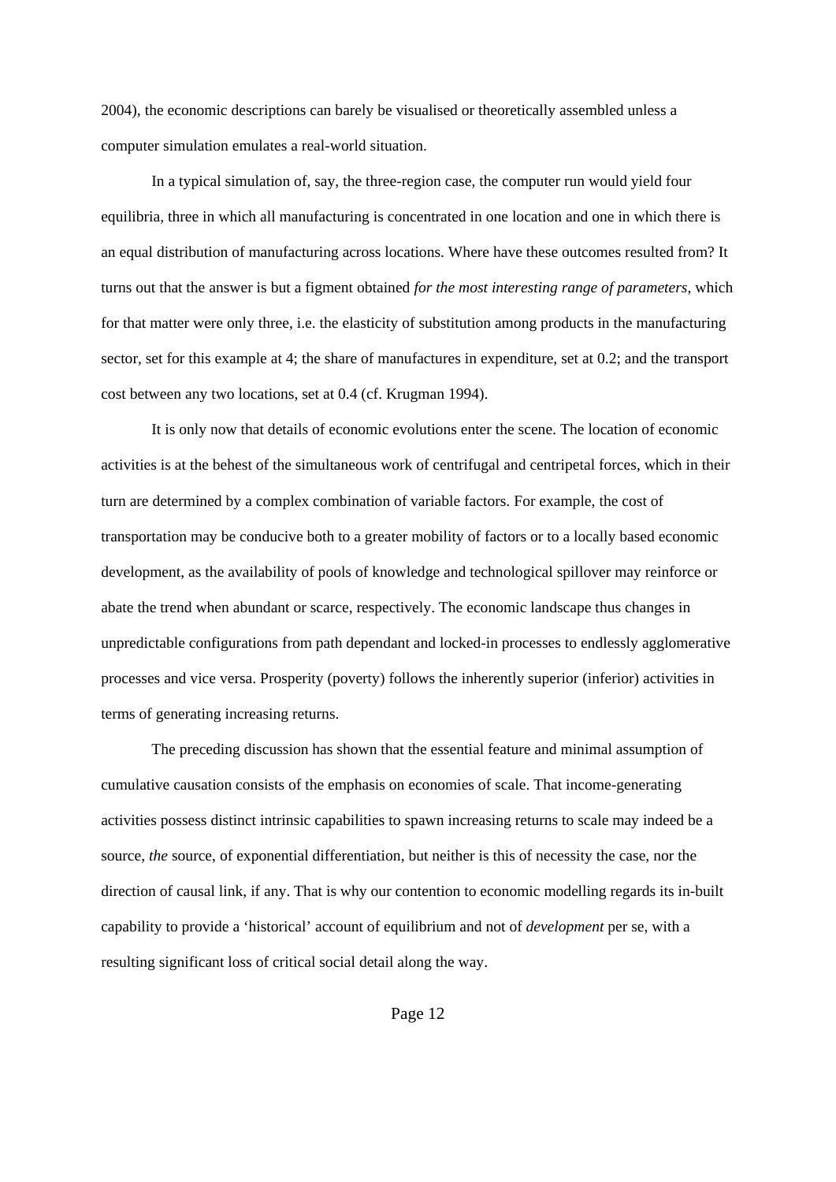2004), the economic descriptions can barely be visualised or theoretically assembled unless a computer simulation emulates a real-world situation.

In a typical simulation of, say, the three-region case, the computer run would yield four equilibria, three in which all manufacturing is concentrated in one location and one in which there is an equal distribution of manufacturing across locations. Where have these outcomes resulted from? It turns out that the answer is but a figment obtained *for the most interesting range of parameters*, which for that matter were only three, i.e. the elasticity of substitution among products in the manufacturing sector, set for this example at 4; the share of manufactures in expenditure, set at 0.2; and the transport cost between any two locations, set at 0.4 (cf. Krugman 1994).

It is only now that details of economic evolutions enter the scene. The location of economic activities is at the behest of the simultaneous work of centrifugal and centripetal forces, which in their turn are determined by a complex combination of variable factors. For example, the cost of transportation may be conducive both to a greater mobility of factors or to a locally based economic development, as the availability of pools of knowledge and technological spillover may reinforce or abate the trend when abundant or scarce, respectively. The economic landscape thus changes in unpredictable configurations from path dependant and locked-in processes to endlessly agglomerative processes and vice versa. Prosperity (poverty) follows the inherently superior (inferior) activities in terms of generating increasing returns.

The preceding discussion has shown that the essential feature and minimal assumption of cumulative causation consists of the emphasis on economies of scale. That income-generating activities possess distinct intrinsic capabilities to spawn increasing returns to scale may indeed be a source, *the* source, of exponential differentiation, but neither is this of necessity the case, nor the direction of causal link, if any. That is why our contention to economic modelling regards its in-built capability to provide a 'historical' account of equilibrium and not of *development* per se, with a resulting significant loss of critical social detail along the way.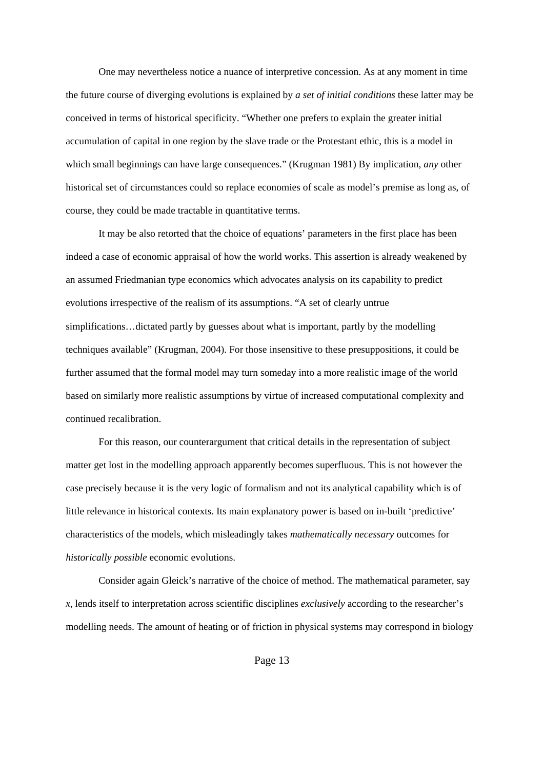One may nevertheless notice a nuance of interpretive concession. As at any moment in time the future course of diverging evolutions is explained by *a set of initial conditions* these latter may be conceived in terms of historical specificity. "Whether one prefers to explain the greater initial accumulation of capital in one region by the slave trade or the Protestant ethic, this is a model in which small beginnings can have large consequences." (Krugman 1981) By implication, *any* other historical set of circumstances could so replace economies of scale as model's premise as long as, of course, they could be made tractable in quantitative terms.

It may be also retorted that the choice of equations' parameters in the first place has been indeed a case of economic appraisal of how the world works. This assertion is already weakened by an assumed Friedmanian type economics which advocates analysis on its capability to predict evolutions irrespective of the realism of its assumptions. "A set of clearly untrue simplifications…dictated partly by guesses about what is important, partly by the modelling techniques available" (Krugman, 2004). For those insensitive to these presuppositions, it could be further assumed that the formal model may turn someday into a more realistic image of the world based on similarly more realistic assumptions by virtue of increased computational complexity and continued recalibration.

For this reason, our counterargument that critical details in the representation of subject matter get lost in the modelling approach apparently becomes superfluous. This is not however the case precisely because it is the very logic of formalism and not its analytical capability which is of little relevance in historical contexts. Its main explanatory power is based on in-built 'predictive' characteristics of the models, which misleadingly takes *mathematically necessary* outcomes for *historically possible* economic evolutions.

Consider again Gleick's narrative of the choice of method. The mathematical parameter, say $x$, lends itself to interpretation across scientific disciplines *exclusively* according to the researcher's modelling needs. The amount of heating or of friction in physical systems may correspond in biology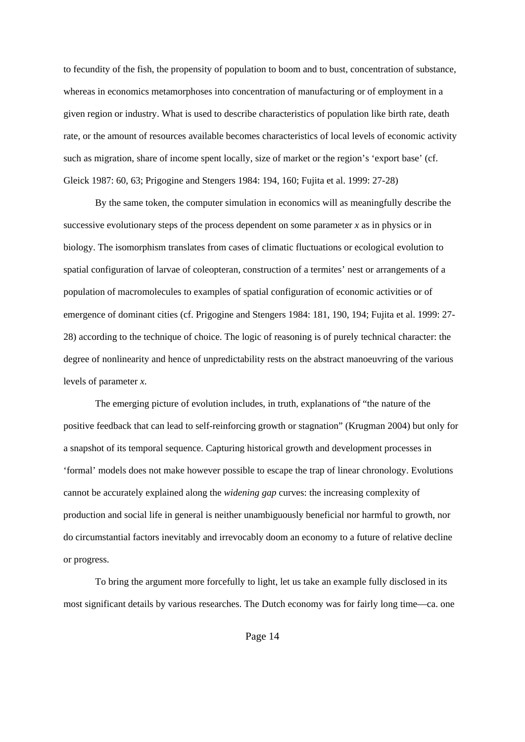to fecundity of the fish, the propensity of population to boom and to bust, concentration of substance, whereas in economics metamorphoses into concentration of manufacturing or of employment in a given region or industry. What is used to describe characteristics of population like birth rate, death rate, or the amount of resources available becomes characteristics of local levels of economic activity such as migration, share of income spent locally, size of market or the region's 'export base' (cf. Gleick 1987: 60, 63; Prigogine and Stengers 1984: 194, 160; Fujita et al. 1999: 27-28)

By the same token, the computer simulation in economics will as meaningfully describe the successive evolutionary steps of the process dependent on some parameter *x* as in physics or in biology. The isomorphism translates from cases of climatic fluctuations or ecological evolution to spatial configuration of larvae of coleopteran, construction of a termites' nest or arrangements of a population of macromolecules to examples of spatial configuration of economic activities or of emergence of dominant cities (cf. Prigogine and Stengers 1984: 181, 190, 194; Fujita et al. 1999: 27-28) according to the technique of choice. The logic of reasoning is of purely technical character: the degree of nonlinearity and hence of unpredictability rests on the abstract manoeuvring of the various levels of parameter *x*.

The emerging picture of evolution includes, in truth, explanations of "the nature of the positive feedback that can lead to self-reinforcing growth or stagnation" (Krugman 2004) but only for a snapshot of its temporal sequence. Capturing historical growth and development processes in 'formal' models does not make however possible to escape the trap of linear chronology. Evolutions cannot be accurately explained along the *widening gap* curves: the increasing complexity of production and social life in general is neither unambiguously beneficial nor harmful to growth, nor do circumstantial factors inevitably and irrevocably doom an economy to a future of relative decline or progress.

To bring the argument more forcefully to light, let us take an example fully disclosed in its most significant details by various researches. The Dutch economy was for fairly long time—ca. one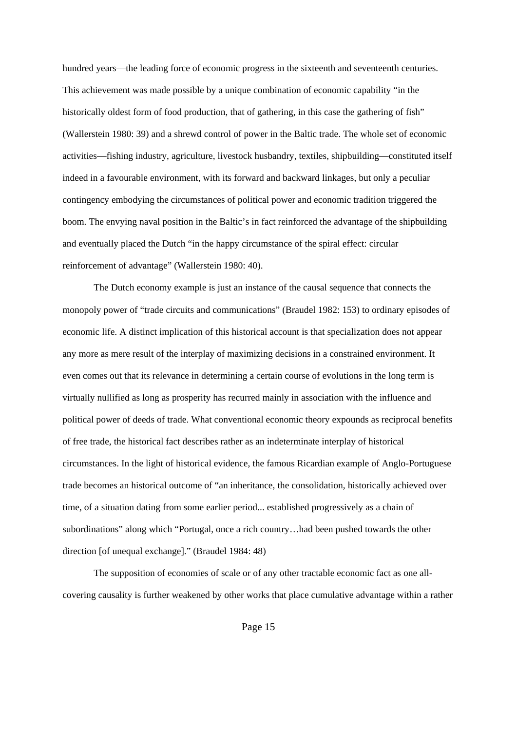hundred years—the leading force of economic progress in the sixteenth and seventeenth centuries. This achievement was made possible by a unique combination of economic capability "in the historically oldest form of food production, that of gathering, in this case the gathering of fish" (Wallerstein 1980: 39) and a shrewd control of power in the Baltic trade. The whole set of economic activities—fishing industry, agriculture, livestock husbandry, textiles, shipbuilding—constituted itself indeed in a favourable environment, with its forward and backward linkages, but only a peculiar contingency embodying the circumstances of political power and economic tradition triggered the boom. The envying naval position in the Baltic's in fact reinforced the advantage of the shipbuilding and eventually placed the Dutch "in the happy circumstance of the spiral effect: circular reinforcement of advantage" (Wallerstein 1980: 40).

The Dutch economy example is just an instance of the causal sequence that connects the monopoly power of "trade circuits and communications" (Braudel 1982: 153) to ordinary episodes of economic life. A distinct implication of this historical account is that specialization does not appear any more as mere result of the interplay of maximizing decisions in a constrained environment. It even comes out that its relevance in determining a certain course of evolutions in the long term is virtually nullified as long as prosperity has recurred mainly in association with the influence and political power of deeds of trade. What conventional economic theory expounds as reciprocal benefits of free trade, the historical fact describes rather as an indeterminate interplay of historical circumstances. In the light of historical evidence, the famous Ricardian example of Anglo-Portuguese trade becomes an historical outcome of "an inheritance, the consolidation, historically achieved over time, of a situation dating from some earlier period... established progressively as a chain of subordinations" along which "Portugal, once a rich country…had been pushed towards the other direction [of unequal exchange]." (Braudel 1984: 48)

The supposition of economies of scale or of any other tractable economic fact as one all-covering causality is further weakened by other works that place cumulative advantage within a rather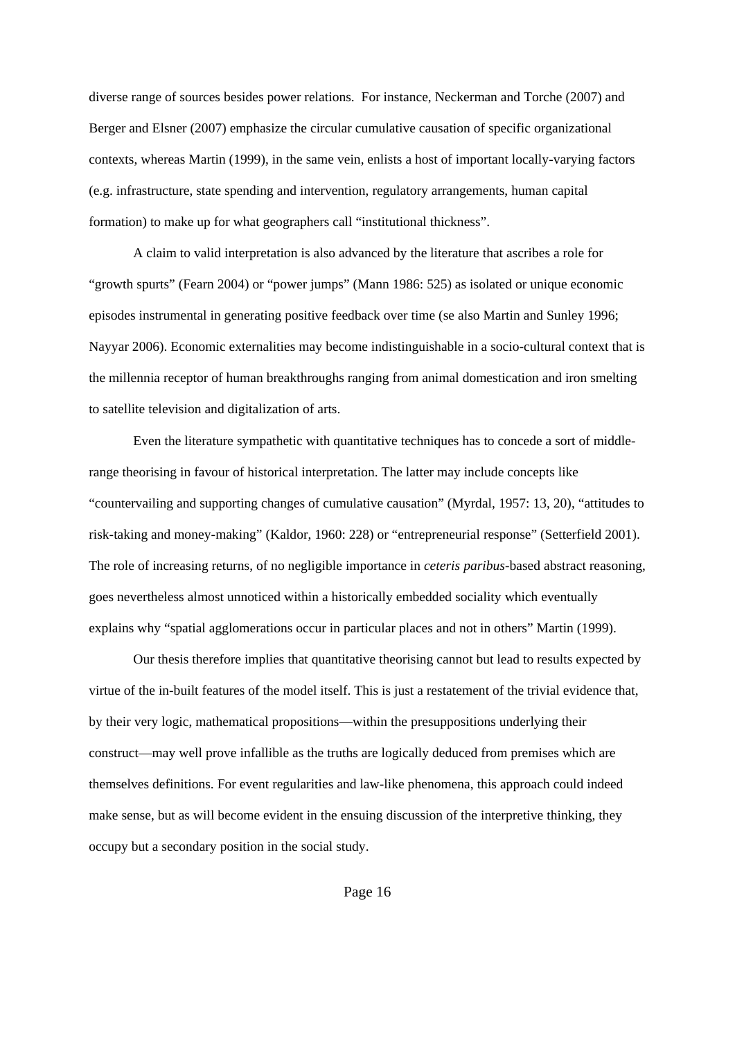diverse range of sources besides power relations. For instance, Neckerman and Torche (2007) and Berger and Elsner (2007) emphasize the circular cumulative causation of specific organizational contexts, whereas Martin (1999), in the same vein, enlists a host of important locally-varying factors (e.g. infrastructure, state spending and intervention, regulatory arrangements, human capital formation) to make up for what geographers call "institutional thickness".

A claim to valid interpretation is also advanced by the literature that ascribes a role for "growth spurts" (Fearn 2004) or "power jumps" (Mann 1986: 525) as isolated or unique economic episodes instrumental in generating positive feedback over time (se also Martin and Sunley 1996; Nayyar 2006). Economic externalities may become indistinguishable in a socio-cultural context that is the millennia receptor of human breakthroughs ranging from animal domestication and iron smelting to satellite television and digitalization of arts.

Even the literature sympathetic with quantitative techniques has to concede a sort of middle-range theorising in favour of historical interpretation. The latter may include concepts like "countervailing and supporting changes of cumulative causation" (Myrdal, 1957: 13, 20), "attitudes to risk-taking and money-making" (Kaldor, 1960: 228) or "entrepreneurial response" (Setterfield 2001). The role of increasing returns, of no negligible importance in *ceteris paribus*-based abstract reasoning, goes nevertheless almost unnoticed within a historically embedded sociality which eventually explains why "spatial agglomerations occur in particular places and not in others" Martin (1999).

Our thesis therefore implies that quantitative theorising cannot but lead to results expected by virtue of the in-built features of the model itself. This is just a restatement of the trivial evidence that, by their very logic, mathematical propositions—within the presuppositions underlying their construct—may well prove infallible as the truths are logically deduced from premises which are themselves definitions. For event regularities and law-like phenomena, this approach could indeed make sense, but as will become evident in the ensuing discussion of the interpretive thinking, they occupy but a secondary position in the social study.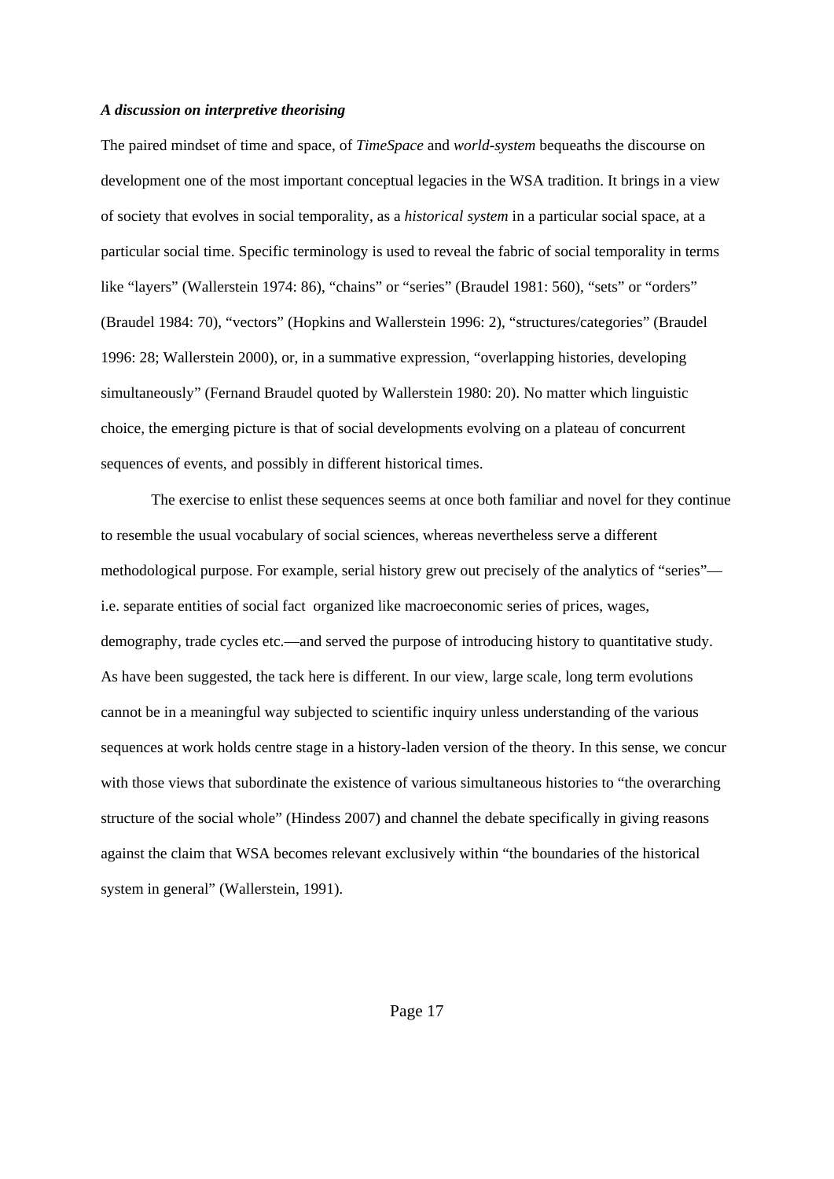***A discussion on interpretive theorising***

The paired mindset of time and space, of *TimeSpace* and *world-system* bequeaths the discourse on development one of the most important conceptual legacies in the WSA tradition. It brings in a view of society that evolves in social temporality, as a *historical system* in a particular social space, at a particular social time. Specific terminology is used to reveal the fabric of social temporality in terms like “layers” (Wallerstein 1974: 86), “chains” or “series” (Braudel 1981: 560), “sets” or “orders” (Braudel 1984: 70), “vectors” (Hopkins and Wallerstein 1996: 2), “structures/categories” (Braudel 1996: 28; Wallerstein 2000), or, in a summative expression, “overlapping histories, developing simultaneously” (Fernand Braudel quoted by Wallerstein 1980: 20). No matter which linguistic choice, the emerging picture is that of social developments evolving on a plateau of concurrent sequences of events, and possibly in different historical times.

The exercise to enlist these sequences seems at once both familiar and novel for they continue to resemble the usual vocabulary of social sciences, whereas nevertheless serve a different methodological purpose. For example, serial history grew out precisely of the analytics of “series”—i.e. separate entities of social fact organized like macroeconomic series of prices, wages, demography, trade cycles etc.—and served the purpose of introducing history to quantitative study. As have been suggested, the tack here is different. In our view, large scale, long term evolutions cannot be in a meaningful way subjected to scientific inquiry unless understanding of the various sequences at work holds centre stage in a history-laden version of the theory. In this sense, we concur with those views that subordinate the existence of various simultaneous histories to “the overarching structure of the social whole” (Hindess 2007) and channel the debate specifically in giving reasons against the claim that WSA becomes relevant exclusively within “the boundaries of the historical system in general” (Wallerstein, 1991).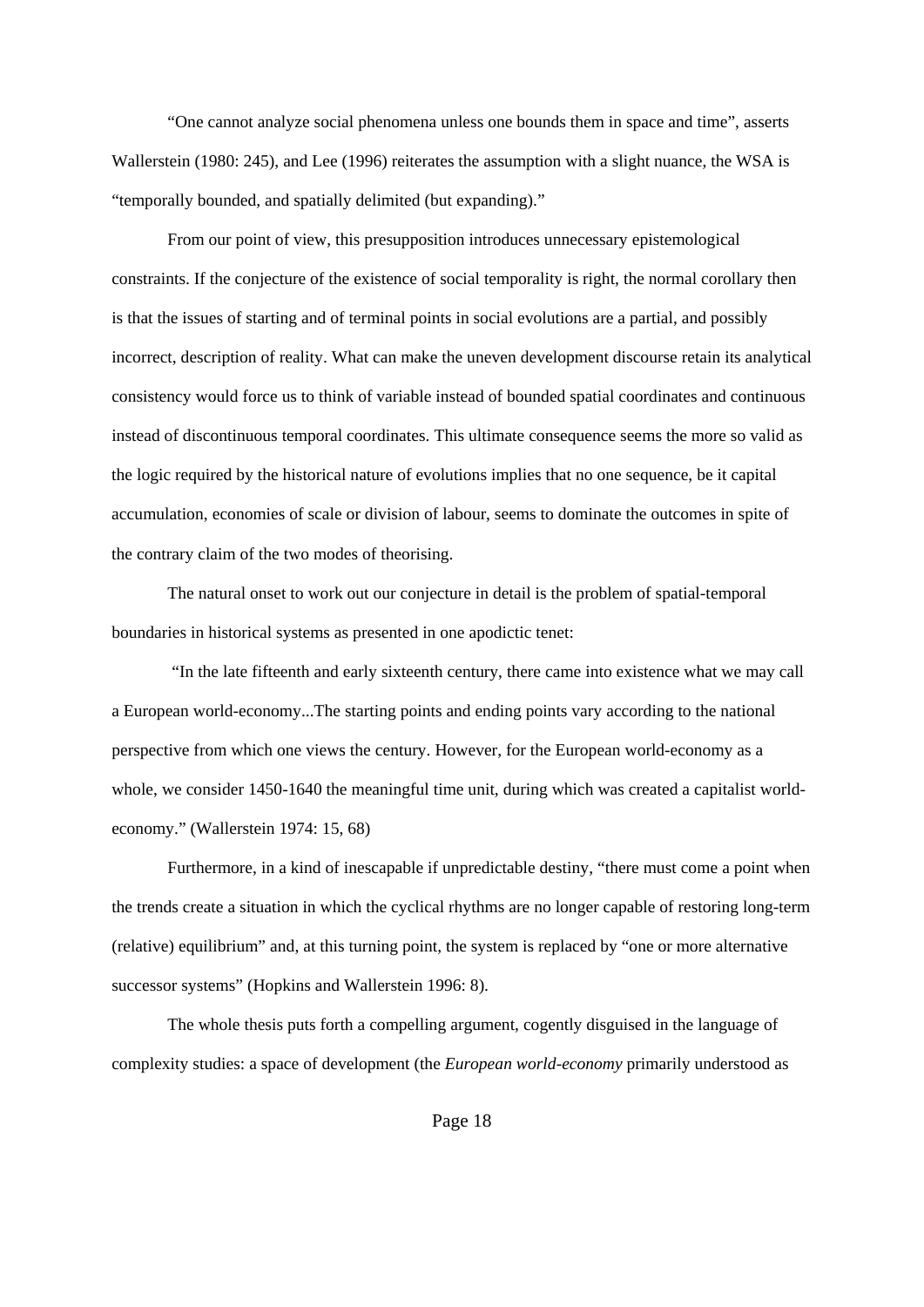"One cannot analyze social phenomena unless one bounds them in space and time", asserts Wallerstein (1980: 245), and Lee (1996) reiterates the assumption with a slight nuance, the WSA is "temporally bounded, and spatially delimited (but expanding)."

From our point of view, this presupposition introduces unnecessary epistemological constraints. If the conjecture of the existence of social temporality is right, the normal corollary then is that the issues of starting and of terminal points in social evolutions are a partial, and possibly incorrect, description of reality. What can make the uneven development discourse retain its analytical consistency would force us to think of variable instead of bounded spatial coordinates and continuous instead of discontinuous temporal coordinates. This ultimate consequence seems the more so valid as the logic required by the historical nature of evolutions implies that no one sequence, be it capital accumulation, economies of scale or division of labour, seems to dominate the outcomes in spite of the contrary claim of the two modes of theorising.

The natural onset to work out our conjecture in detail is the problem of spatial-temporal boundaries in historical systems as presented in one apodictic tenet:

"In the late fifteenth and early sixteenth century, there came into existence what we may call a European world-economy...The starting points and ending points vary according to the national perspective from which one views the century. However, for the European world-economy as a whole, we consider 1450-1640 the meaningful time unit, during which was created a capitalist world-economy." (Wallerstein 1974: 15, 68)

Furthermore, in a kind of inescapable if unpredictable destiny, "there must come a point when the trends create a situation in which the cyclical rhythms are no longer capable of restoring long-term (relative) equilibrium" and, at this turning point, the system is replaced by "one or more alternative successor systems" (Hopkins and Wallerstein 1996: 8).

The whole thesis puts forth a compelling argument, cogently disguised in the language of complexity studies: a space of development (the *European world-economy* primarily understood as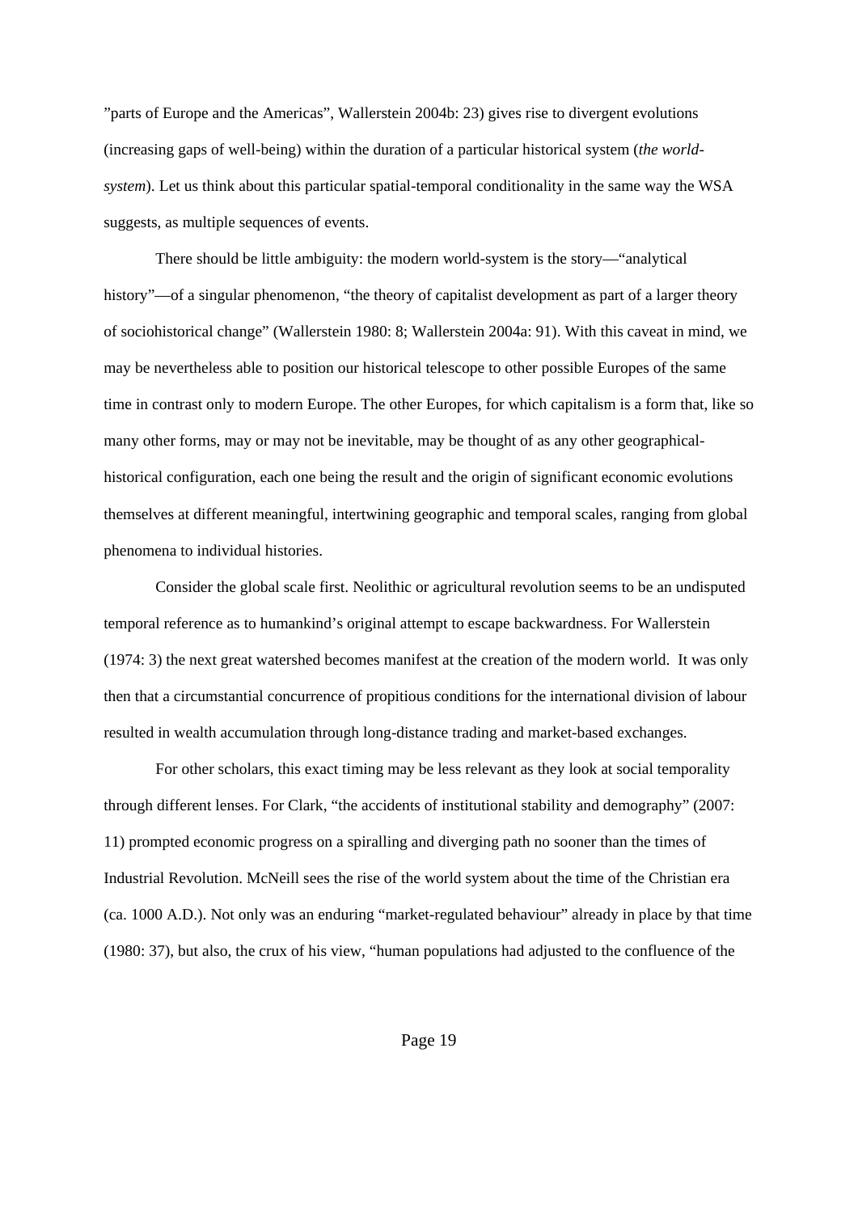”parts of Europe and the Americas”, Wallerstein 2004b: 23) gives rise to divergent evolutions (increasing gaps of well-being) within the duration of a particular historical system (*the world-system*). Let us think about this particular spatial-temporal conditionality in the same way the WSA suggests, as multiple sequences of events.

There should be little ambiguity: the modern world-system is the story—“analytical history”—of a singular phenomenon, “the theory of capitalist development as part of a larger theory of sociohistorical change” (Wallerstein 1980: 8; Wallerstein 2004a: 91). With this caveat in mind, we may be nevertheless able to position our historical telescope to other possible Europes of the same time in contrast only to modern Europe. The other Europes, for which capitalism is a form that, like so many other forms, may or may not be inevitable, may be thought of as any other geographical-historical configuration, each one being the result and the origin of significant economic evolutions themselves at different meaningful, intertwining geographic and temporal scales, ranging from global phenomena to individual histories.

Consider the global scale first. Neolithic or agricultural revolution seems to be an undisputed temporal reference as to humankind’s original attempt to escape backwardness. For Wallerstein (1974: 3) the next great watershed becomes manifest at the creation of the modern world. It was only then that a circumstantial concurrence of propitious conditions for the international division of labour resulted in wealth accumulation through long-distance trading and market-based exchanges.

For other scholars, this exact timing may be less relevant as they look at social temporality through different lenses. For Clark, “the accidents of institutional stability and demography” (2007: 11) prompted economic progress on a spiralling and diverging path no sooner than the times of Industrial Revolution. McNeill sees the rise of the world system about the time of the Christian era (ca. 1000 A.D.). Not only was an enduring “market-regulated behaviour” already in place by that time (1980: 37), but also, the crux of his view, “human populations had adjusted to the confluence of the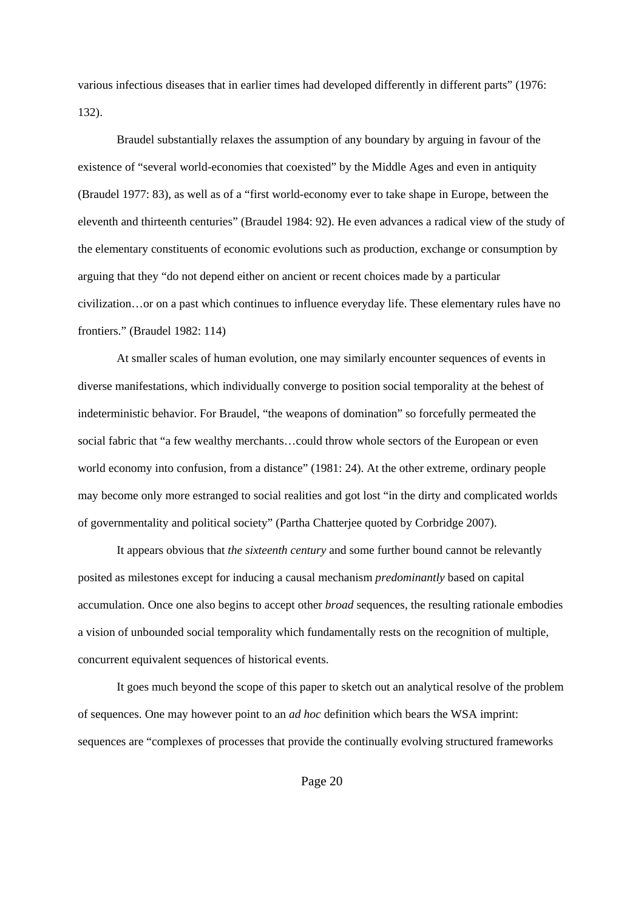various infectious diseases that in earlier times had developed differently in different parts" (1976: 132).

Braudel substantially relaxes the assumption of any boundary by arguing in favour of the existence of "several world-economies that coexisted" by the Middle Ages and even in antiquity (Braudel 1977: 83), as well as of a "first world-economy ever to take shape in Europe, between the eleventh and thirteenth centuries" (Braudel 1984: 92). He even advances a radical view of the study of the elementary constituents of economic evolutions such as production, exchange or consumption by arguing that they "do not depend either on ancient or recent choices made by a particular civilization…or on a past which continues to influence everyday life. These elementary rules have no frontiers." (Braudel 1982: 114)

At smaller scales of human evolution, one may similarly encounter sequences of events in diverse manifestations, which individually converge to position social temporality at the behest of indeterministic behavior. For Braudel, "the weapons of domination" so forcefully permeated the social fabric that "a few wealthy merchants…could throw whole sectors of the European or even world economy into confusion, from a distance" (1981: 24). At the other extreme, ordinary people may become only more estranged to social realities and got lost "in the dirty and complicated worlds of governmentality and political society" (Partha Chatterjee quoted by Corbridge 2007).

It appears obvious that *the sixteenth century* and some further bound cannot be relevantly posited as milestones except for inducing a causal mechanism *predominantly* based on capital accumulation. Once one also begins to accept other *broad* sequences, the resulting rationale embodies a vision of unbounded social temporality which fundamentally rests on the recognition of multiple, concurrent equivalent sequences of historical events.

It goes much beyond the scope of this paper to sketch out an analytical resolve of the problem of sequences. One may however point to an *ad hoc* definition which bears the WSA imprint: sequences are "complexes of processes that provide the continually evolving structured frameworks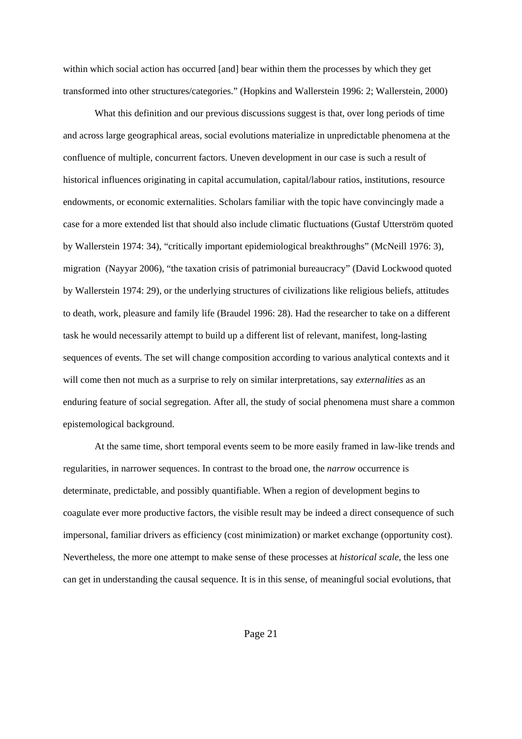within which social action has occurred [and] bear within them the processes by which they get transformed into other structures/categories." (Hopkins and Wallerstein 1996: 2; Wallerstein, 2000)

What this definition and our previous discussions suggest is that, over long periods of time and across large geographical areas, social evolutions materialize in unpredictable phenomena at the confluence of multiple, concurrent factors. Uneven development in our case is such a result of historical influences originating in capital accumulation, capital/labour ratios, institutions, resource endowments, or economic externalities. Scholars familiar with the topic have convincingly made a case for a more extended list that should also include climatic fluctuations (Gustaf Utterström quoted by Wallerstein 1974: 34), "critically important epidemiological breakthroughs" (McNeill 1976: 3), migration (Nayyar 2006), "the taxation crisis of patrimonial bureaucracy" (David Lockwood quoted by Wallerstein 1974: 29), or the underlying structures of civilizations like religious beliefs, attitudes to death, work, pleasure and family life (Braudel 1996: 28). Had the researcher to take on a different task he would necessarily attempt to build up a different list of relevant, manifest, long-lasting sequences of events. The set will change composition according to various analytical contexts and it will come then not much as a surprise to rely on similar interpretations, say *externalities* as an enduring feature of social segregation. After all, the study of social phenomena must share a common epistemological background.

At the same time, short temporal events seem to be more easily framed in law-like trends and regularities, in narrower sequences. In contrast to the broad one, the *narrow* occurrence is determinate, predictable, and possibly quantifiable. When a region of development begins to coagulate ever more productive factors, the visible result may be indeed a direct consequence of such impersonal, familiar drivers as efficiency (cost minimization) or market exchange (opportunity cost). Nevertheless, the more one attempt to make sense of these processes at *historical scale,* the less one can get in understanding the causal sequence. It is in this sense, of meaningful social evolutions, that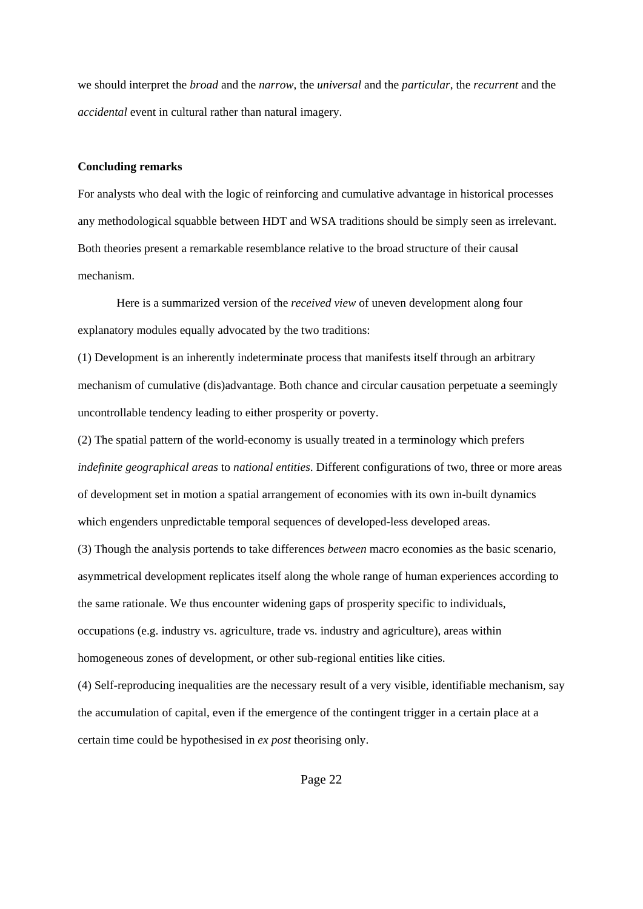we should interpret the *broad* and the *narrow*, the *universal* and the *particular*, the *recurrent* and the *accidental* event in cultural rather than natural imagery.

**Concluding remarks**

For analysts who deal with the logic of reinforcing and cumulative advantage in historical processes any methodological squabble between HDT and WSA traditions should be simply seen as irrelevant. Both theories present a remarkable resemblance relative to the broad structure of their causal mechanism.

Here is a summarized version of the *received view* of uneven development along four explanatory modules equally advocated by the two traditions:

(1) Development is an inherently indeterminate process that manifests itself through an arbitrary mechanism of cumulative (dis)advantage. Both chance and circular causation perpetuate a seemingly uncontrollable tendency leading to either prosperity or poverty.

(2) The spatial pattern of the world-economy is usually treated in a terminology which prefers *indefinite geographical areas* to *national entities*. Different configurations of two, three or more areas of development set in motion a spatial arrangement of economies with its own in-built dynamics which engenders unpredictable temporal sequences of developed-less developed areas.

(3) Though the analysis portends to take differences *between* macro economies as the basic scenario, asymmetrical development replicates itself along the whole range of human experiences according to the same rationale. We thus encounter widening gaps of prosperity specific to individuals, occupations (e.g. industry vs. agriculture, trade vs. industry and agriculture), areas within homogeneous zones of development, or other sub-regional entities like cities.

(4) Self-reproducing inequalities are the necessary result of a very visible, identifiable mechanism, say the accumulation of capital, even if the emergence of the contingent trigger in a certain place at a certain time could be hypothesised in *ex post* theorising only.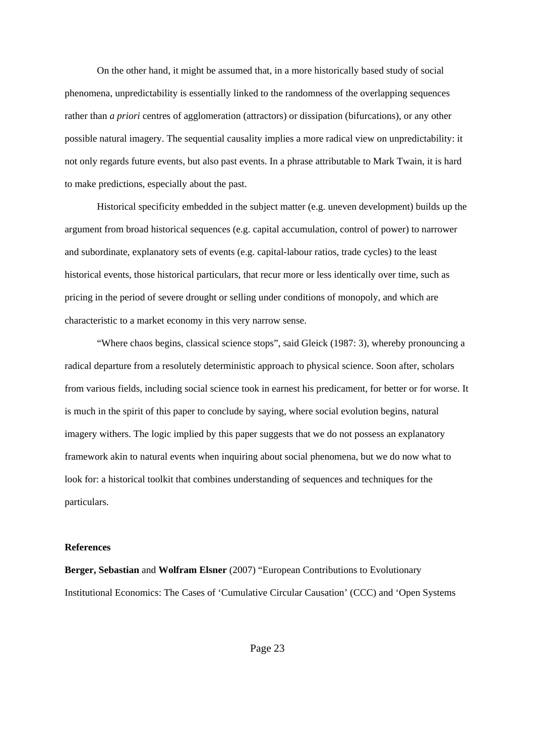On the other hand, it might be assumed that, in a more historically based study of social phenomena, unpredictability is essentially linked to the randomness of the overlapping sequences rather than *a priori* centres of agglomeration (attractors) or dissipation (bifurcations), or any other possible natural imagery. The sequential causality implies a more radical view on unpredictability: it not only regards future events, but also past events. In a phrase attributable to Mark Twain, it is hard to make predictions, especially about the past.

Historical specificity embedded in the subject matter (e.g. uneven development) builds up the argument from broad historical sequences (e.g. capital accumulation, control of power) to narrower and subordinate, explanatory sets of events (e.g. capital-labour ratios, trade cycles) to the least historical events, those historical particulars, that recur more or less identically over time, such as pricing in the period of severe drought or selling under conditions of monopoly, and which are characteristic to a market economy in this very narrow sense.

"Where chaos begins, classical science stops", said Gleick (1987: 3), whereby pronouncing a radical departure from a resolutely deterministic approach to physical science. Soon after, scholars from various fields, including social science took in earnest his predicament, for better or for worse. It is much in the spirit of this paper to conclude by saying, where social evolution begins, natural imagery withers. The logic implied by this paper suggests that we do not possess an explanatory framework akin to natural events when inquiring about social phenomena, but we do now what to look for: a historical toolkit that combines understanding of sequences and techniques for the particulars.

**References**

**Berger, Sebastian** and **Wolfram Elsner** (2007) "European Contributions to Evolutionary Institutional Economics: The Cases of 'Cumulative Circular Causation' (CCC) and 'Open Systems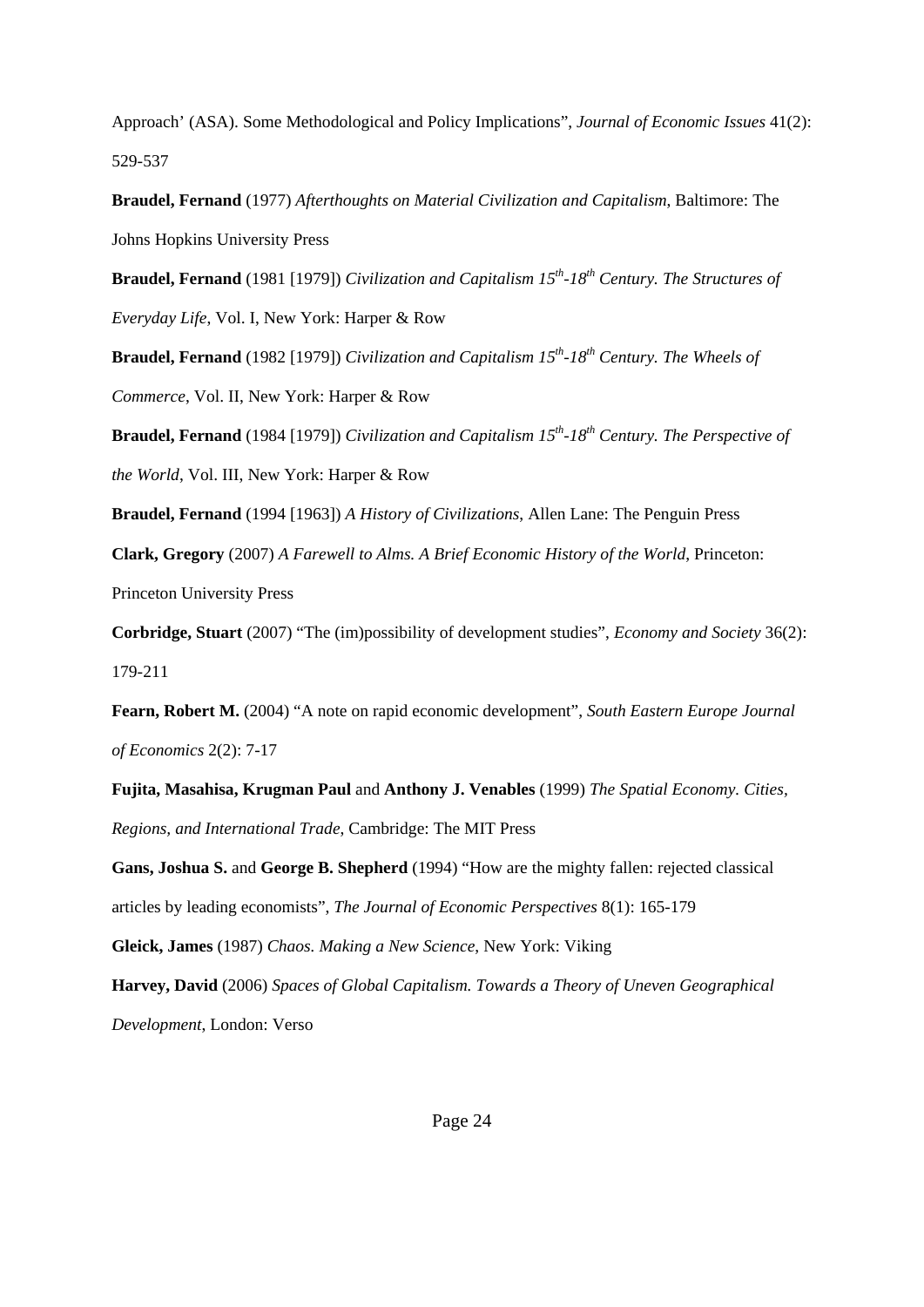Approach' (ASA). Some Methodological and Policy Implications", *Journal of Economic Issues* 41(2): 529-537

**Braudel, Fernand** (1977) *Afterthoughts on Material Civilization and Capitalism*, Baltimore: The Johns Hopkins University Press

**Braudel, Fernand** (1981 [1979]) *Civilization and Capitalism 15th-18th Century. The Structures of Everyday Life*, Vol. I, New York: Harper & Row

**Braudel, Fernand** (1982 [1979]) *Civilization and Capitalism 15th-18th Century. The Wheels of Commerce*, Vol. II, New York: Harper & Row

**Braudel, Fernand** (1984 [1979]) *Civilization and Capitalism 15th-18th Century. The Perspective of the World*, Vol. III, New York: Harper & Row

**Braudel, Fernand** (1994 [1963]) *A History of Civilizations*, Allen Lane: The Penguin Press

**Clark, Gregory** (2007) *A Farewell to Alms. A Brief Economic History of the World*, Princeton: Princeton University Press

**Corbridge, Stuart** (2007) "The (im)possibility of development studies", *Economy and Society* 36(2): 179-211

**Fearn, Robert M.** (2004) "A note on rapid economic development", *South Eastern Europe Journal of Economics* 2(2): 7-17

**Fujita, Masahisa, Krugman Paul** and **Anthony J. Venables** (1999) *The Spatial Economy. Cities, Regions, and International Trade*, Cambridge: The MIT Press

**Gans, Joshua S.** and **George B. Shepherd** (1994) "How are the mighty fallen: rejected classical articles by leading economists", *The Journal of Economic Perspectives* 8(1): 165-179

**Gleick, James** (1987) *Chaos. Making a New Science*, New York: Viking

**Harvey, David** (2006) *Spaces of Global Capitalism. Towards a Theory of Uneven Geographical Development*, London: Verso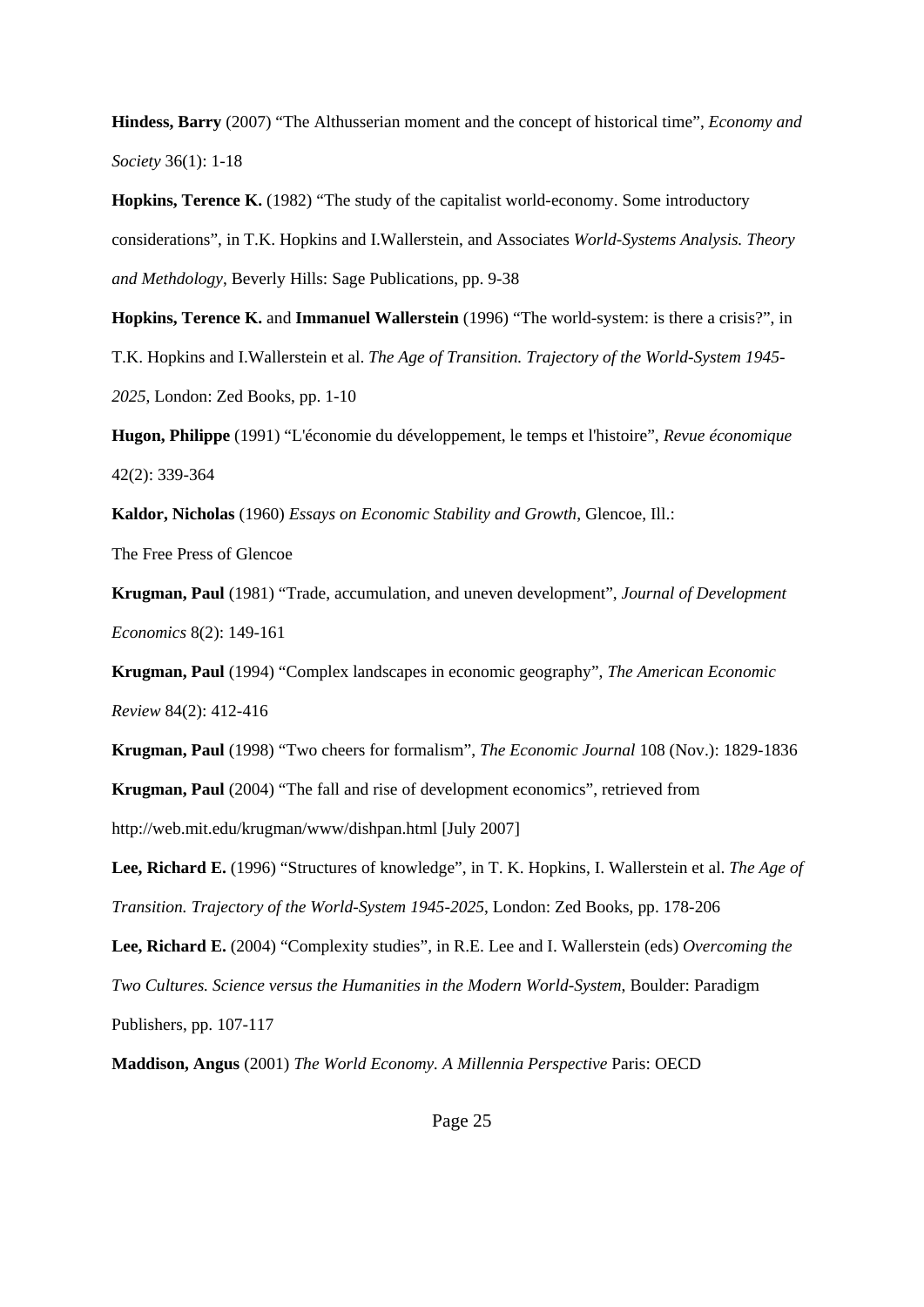**Hindess, Barry** (2007) “The Althusserian moment and the concept of historical time”, *Economy and Society* 36(1): 1-18

**Hopkins, Terence K.** (1982) “The study of the capitalist world-economy. Some introductory considerations”, in T.K. Hopkins and I.Wallerstein, and Associates *World-Systems Analysis. Theory and Methdology*, Beverly Hills: Sage Publications, pp. 9-38

**Hopkins, Terence K.** and **Immanuel Wallerstein** (1996) “The world-system: is there a crisis?”, in T.K. Hopkins and I.Wallerstein et al. *The Age of Transition. Trajectory of the World-System 1945-2025*, London: Zed Books, pp. 1-10

**Hugon, Philippe** (1991) “L'économie du développement, le temps et l'histoire”, *Revue économique* 42(2): 339-364

**Kaldor, Nicholas** (1960) *Essays on Economic Stability and Growth*, Glencoe, Ill.: The Free Press of Glencoe

**Krugman, Paul** (1981) “Trade, accumulation, and uneven development”, *Journal of Development Economics* 8(2): 149-161

**Krugman, Paul** (1994) “Complex landscapes in economic geography”, *The American Economic Review* 84(2): 412-416

**Krugman, Paul** (1998) “Two cheers for formalism”, *The Economic Journal* 108 (Nov.): 1829-1836

**Krugman, Paul** (2004) “The fall and rise of development economics”, retrieved from http://web.mit.edu/krugman/www/dishpan.html [July 2007]

**Lee, Richard E.** (1996) “Structures of knowledge”, in T. K. Hopkins, I. Wallerstein et al. *The Age of Transition. Trajectory of the World-System 1945-2025*, London: Zed Books, pp. 178-206

**Lee, Richard E.** (2004) “Complexity studies”, in R.E. Lee and I. Wallerstein (eds) *Overcoming the Two Cultures. Science versus the Humanities in the Modern World-System*, Boulder: Paradigm Publishers, pp. 107-117

**Maddison, Angus** (2001) *The World Economy. A Millennia Perspective* Paris: OECD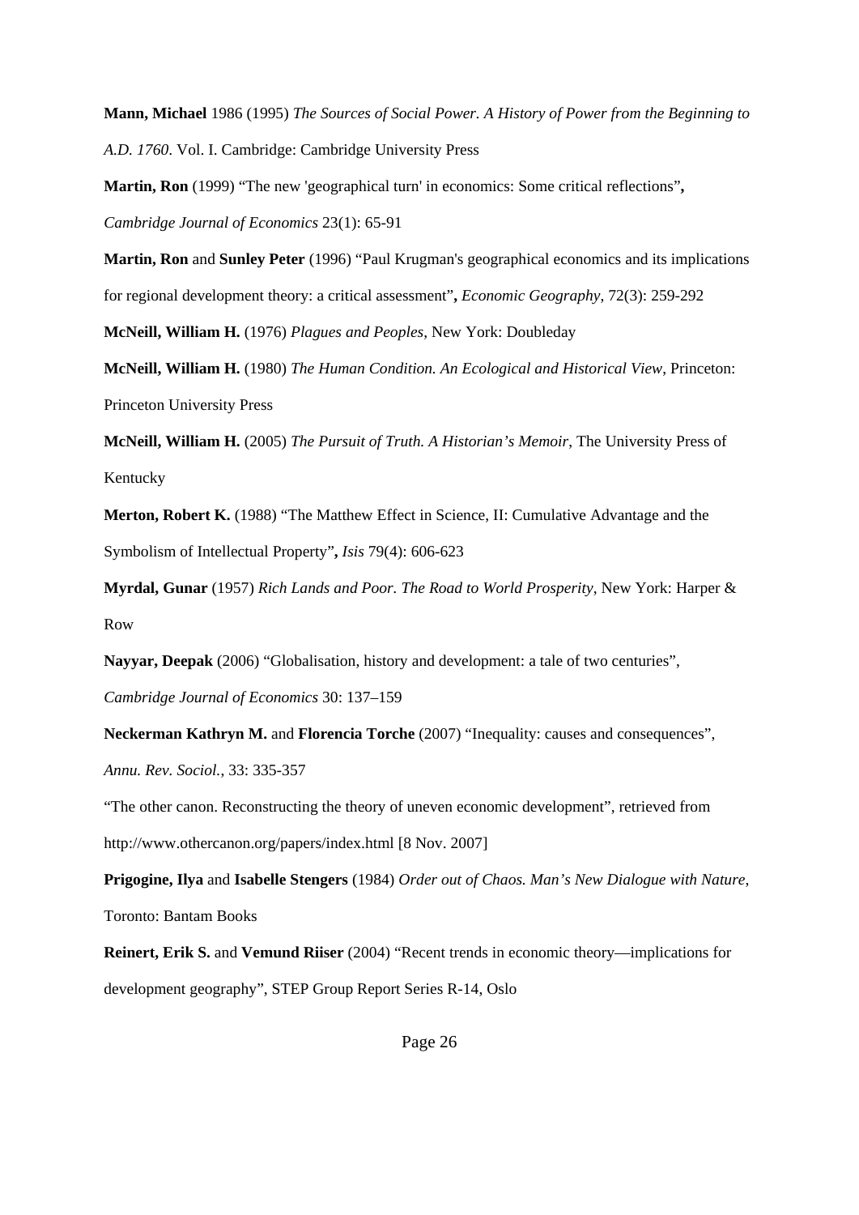**Mann, Michael** 1986 (1995) *The Sources of Social Power. A History of Power from the Beginning to A.D. 1760*. Vol. I. Cambridge: Cambridge University Press

**Martin, Ron** (1999) "The new 'geographical turn' in economics: Some critical reflections"**,** *Cambridge Journal of Economics* 23(1): 65-91

**Martin, Ron** and **Sunley Peter** (1996) "Paul Krugman's geographical economics and its implications for regional development theory: a critical assessment"**,** *Economic Geography*, 72(3): 259-292

**McNeill, William H.** (1976) *Plagues and Peoples*, New York: Doubleday

**McNeill, William H.** (1980) *The Human Condition. An Ecological and Historical View*, Princeton: Princeton University Press

**McNeill, William H.** (2005) *The Pursuit of Truth. A Historian's Memoir*, The University Press of Kentucky

**Merton, Robert K.** (1988) "The Matthew Effect in Science, II: Cumulative Advantage and the Symbolism of Intellectual Property"**,** *Isis* 79(4): 606-623

**Myrdal, Gunar** (1957) *Rich Lands and Poor. The Road to World Prosperity*, New York: Harper & Row

**Nayyar, Deepak** (2006) "Globalisation, history and development: a tale of two centuries", *Cambridge Journal of Economics* 30: 137–159

**Neckerman Kathryn M.** and **Florencia Torche** (2007) "Inequality: causes and consequences", *Annu. Rev. Sociol.*, 33: 335-357

"The other canon. Reconstructing the theory of uneven economic development", retrieved from http://www.othercanon.org/papers/index.html [8 Nov. 2007]

**Prigogine, Ilya** and **Isabelle Stengers** (1984) *Order out of Chaos. Man's New Dialogue with Nature*, Toronto: Bantam Books

**Reinert, Erik S.** and **Vemund Riiser** (2004) "Recent trends in economic theory—implications for development geography", STEP Group Report Series R-14, Oslo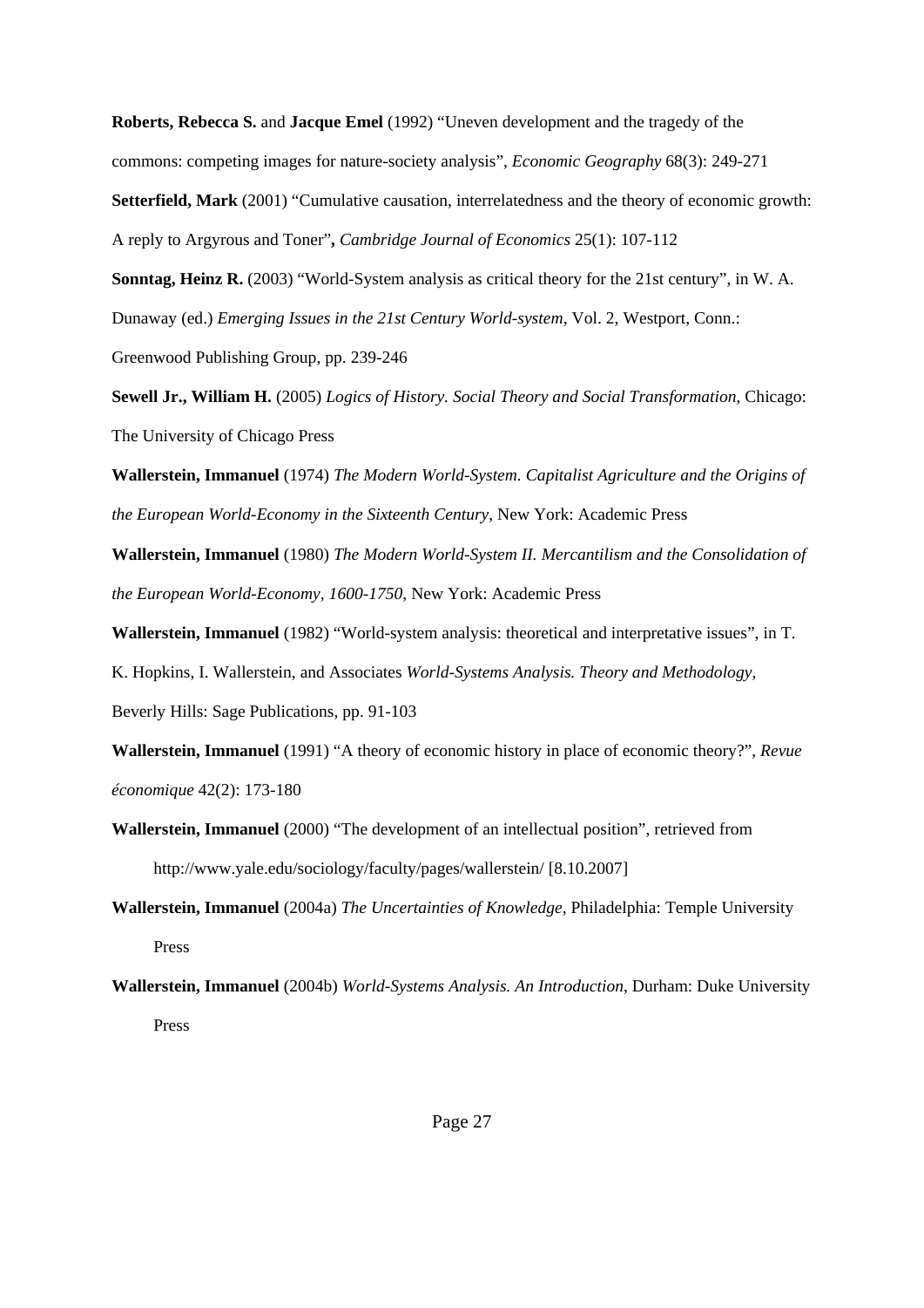**Roberts, Rebecca S.** and **Jacque Emel** (1992) "Uneven development and the tragedy of the commons: competing images for nature-society analysis", *Economic Geography* 68(3): 249-271

**Setterfield, Mark** (2001) "Cumulative causation, interrelatedness and the theory of economic growth: A reply to Argyrous and Toner"*,* *Cambridge Journal of Economics* 25(1): 107-112

**Sonntag, Heinz R.** (2003) "World-System analysis as critical theory for the 21st century", in W. A. Dunaway (ed.) *Emerging Issues in the 21st Century World-system*, Vol. 2, Westport, Conn.: Greenwood Publishing Group, pp. 239-246

**Sewell Jr., William H.** (2005) *Logics of History. Social Theory and Social Transformation*, Chicago: The University of Chicago Press

**Wallerstein, Immanuel** (1974) *The Modern World-System. Capitalist Agriculture and the Origins of the European World-Economy in the Sixteenth Century*, New York: Academic Press

**Wallerstein, Immanuel** (1980) *The Modern World-System II. Mercantilism and the Consolidation of the European World-Economy, 1600-1750*, New York: Academic Press

**Wallerstein, Immanuel** (1982) "World-system analysis: theoretical and interpretative issues", in T. K. Hopkins, I. Wallerstein, and Associates *World-Systems Analysis. Theory and Methodology*, Beverly Hills: Sage Publications, pp. 91-103

**Wallerstein, Immanuel** (1991) "A theory of economic history in place of economic theory?", *Revue économique* 42(2): 173-180

**Wallerstein, Immanuel** (2000) "The development of an intellectual position", retrieved from http://www.yale.edu/sociology/faculty/pages/wallerstein/ [8.10.2007]

**Wallerstein, Immanuel** (2004a) *The Uncertainties of Knowledge*, Philadelphia: Temple University Press

**Wallerstein, Immanuel** (2004b) *World-Systems Analysis. An Introduction*, Durham: Duke University Press